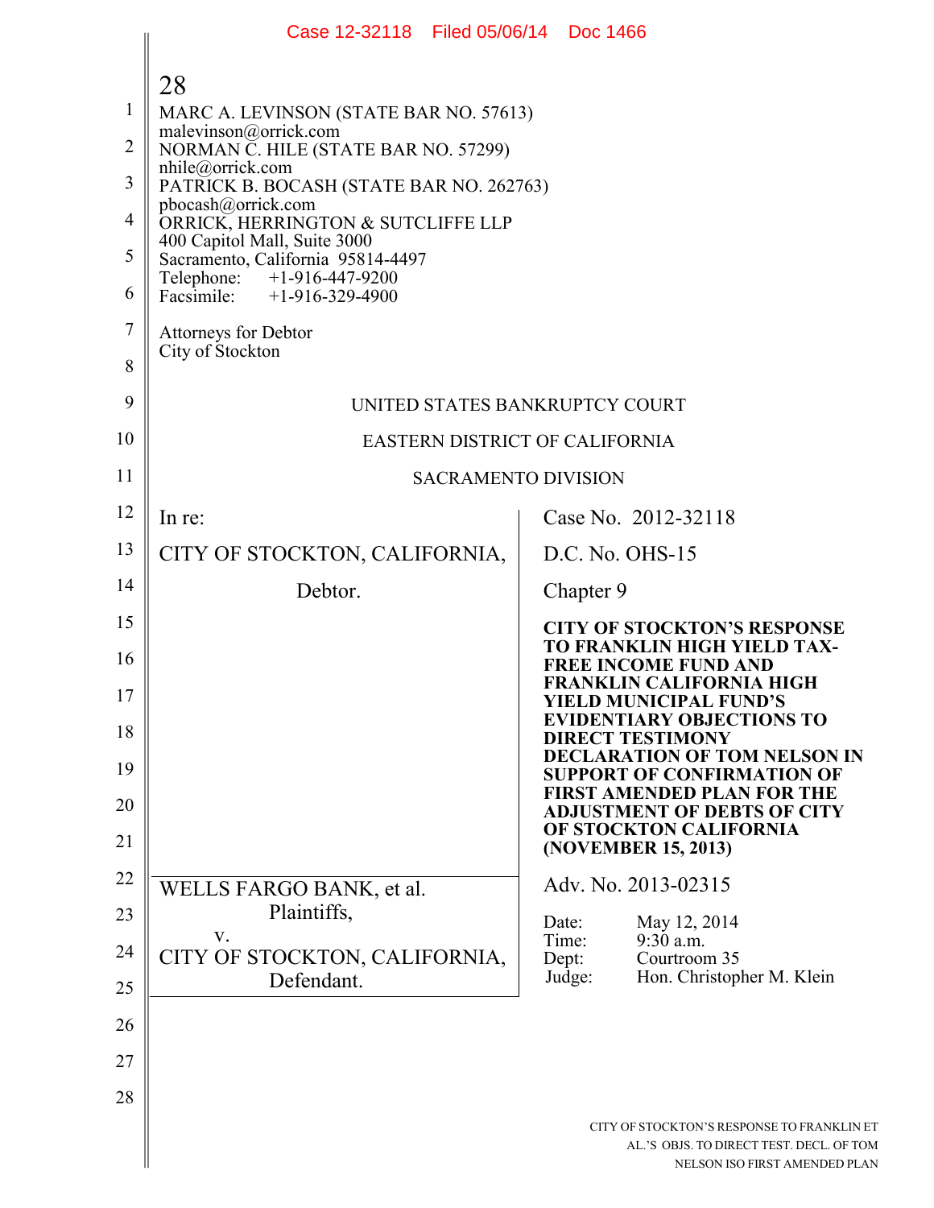MARC A. LEVINSON (STATE BAR NO. 57613)
malevinson@orrick.com
NORMAN C. HILE (STATE BAR NO. 57299)
nhile@orrick.com
PATRICK B. BOCASH (STATE BAR NO. 262763)
pbocash@orrick.com
ORRICK, HERRINGTON & SUTCLIFFE LLP
400 Capitol Mall, Suite 3000
Sacramento, California 95814-4497
Telephone: +1-916-447-9200
Facsimile: +1-916-329-4900

Attorneys for Debtor
City of Stockton

UNITED STATES BANKRUPTCY COURT

EASTERN DISTRICT OF CALIFORNIA

SACRAMENTO DIVISION

| | |
|---|---|
| In re:<br><br>CITY OF STOCKTON, CALIFORNIA,<br><br>Debtor. | Case No. 2012-32118<br><br>D.C. No. OHS-15<br><br>Chapter 9<br><br>**CITY OF STOCKTON'S RESPONSE TO FRANKLIN HIGH YIELD TAX-FREE INCOME FUND AND FRANKLIN CALIFORNIA HIGH YIELD MUNICIPAL FUND'S EVIDENTIARY OBJECTIONS TO DIRECT TESTIMONY DECLARATION OF TOM NELSON IN SUPPORT OF CONFIRMATION OF FIRST AMENDED PLAN FOR THE ADJUSTMENT OF DEBTS OF CITY OF STOCKTON CALIFORNIA (NOVEMBER 15, 2013)** |
| WELLS FARGO BANK, et al.<br>Plaintiffs,<br>v.<br>CITY OF STOCKTON, CALIFORNIA,<br>Defendant. | Adv. No. 2013-02315<br><br>Date: May 12, 2014<br>Time: 9:30 a.m.<br>Dept: Courtroom 35<br>Judge: Hon. Christopher M. Klein |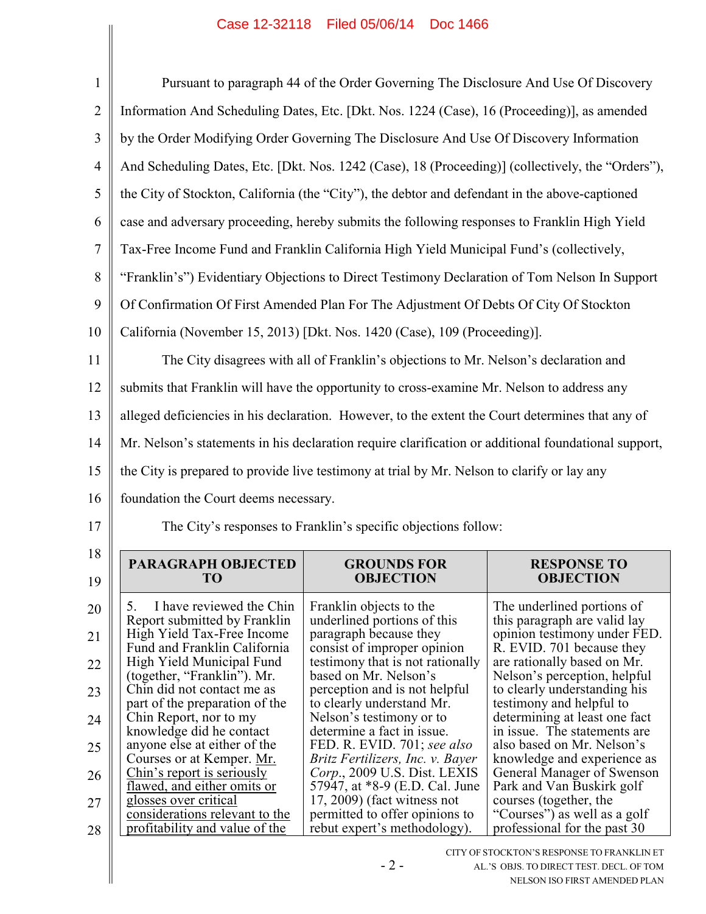Pursuant to paragraph 44 of the Order Governing The Disclosure And Use Of Discovery Information And Scheduling Dates, Etc. [Dkt. Nos. 1224 (Case), 16 (Proceeding)], as amended by the Order Modifying Order Governing The Disclosure And Use Of Discovery Information And Scheduling Dates, Etc. [Dkt. Nos. 1242 (Case), 18 (Proceeding)] (collectively, the "Orders"), the City of Stockton, California (the "City"), the debtor and defendant in the above-captioned case and adversary proceeding, hereby submits the following responses to Franklin High Yield Tax-Free Income Fund and Franklin California High Yield Municipal Fund's (collectively, "Franklin's") Evidentiary Objections to Direct Testimony Declaration of Tom Nelson In Support Of Confirmation Of First Amended Plan For The Adjustment Of Debts Of City Of Stockton California (November 15, 2013) [Dkt. Nos. 1420 (Case), 109 (Proceeding)].

The City disagrees with all of Franklin's objections to Mr. Nelson's declaration and submits that Franklin will have the opportunity to cross-examine Mr. Nelson to address any alleged deficiencies in his declaration. However, to the extent the Court determines that any of Mr. Nelson's statements in his declaration require clarification or additional foundational support, the City is prepared to provide live testimony at trial by Mr. Nelson to clarify or lay any foundation the Court deems necessary.

The City's responses to Franklin's specific objections follow:

| PARAGRAPH OBJECTED TO | GROUNDS FOR OBJECTION | RESPONSE TO OBJECTION |
|---|---|---|
| 5. I have reviewed the Chin Report submitted by Franklin High Yield Tax-Free Income Fund and Franklin California High Yield Municipal Fund (together, "Franklin"). Mr. Chin did not contact me as part of the preparation of the Chin Report, nor to my knowledge did he contact anyone else at either of the Courses or at Kemper. <u>Mr. Chin's report is seriously flawed, and either omits or glosses over critical considerations relevant to the profitability and value of the</u> | Franklin objects to the underlined portions of this paragraph because they consist of improper opinion testimony that is not rationally based on Mr. Nelson's perception and is not helpful to clearly understand Mr. Nelson's testimony or to determine a fact in issue. FED. R. EVID. 701; *see also Britz Fertilizers, Inc. v. Bayer Corp.*, 2009 U.S. Dist. LEXIS 57947, at *8-9 (E.D. Cal. June 17, 2009) (fact witness not permitted to offer opinions to rebut expert's methodology). | The underlined portions of this paragraph are valid lay opinion testimony under FED. R. EVID. 701 because they are rationally based on Mr. Nelson's perception, helpful to clearly understanding his testimony and helpful to determining at least one fact in issue. The statements are also based on Mr. Nelson's knowledge and experience as General Manager of Swenson Park and Van Buskirk golf courses (together, the "Courses") as well as a golf professional for the past 30 |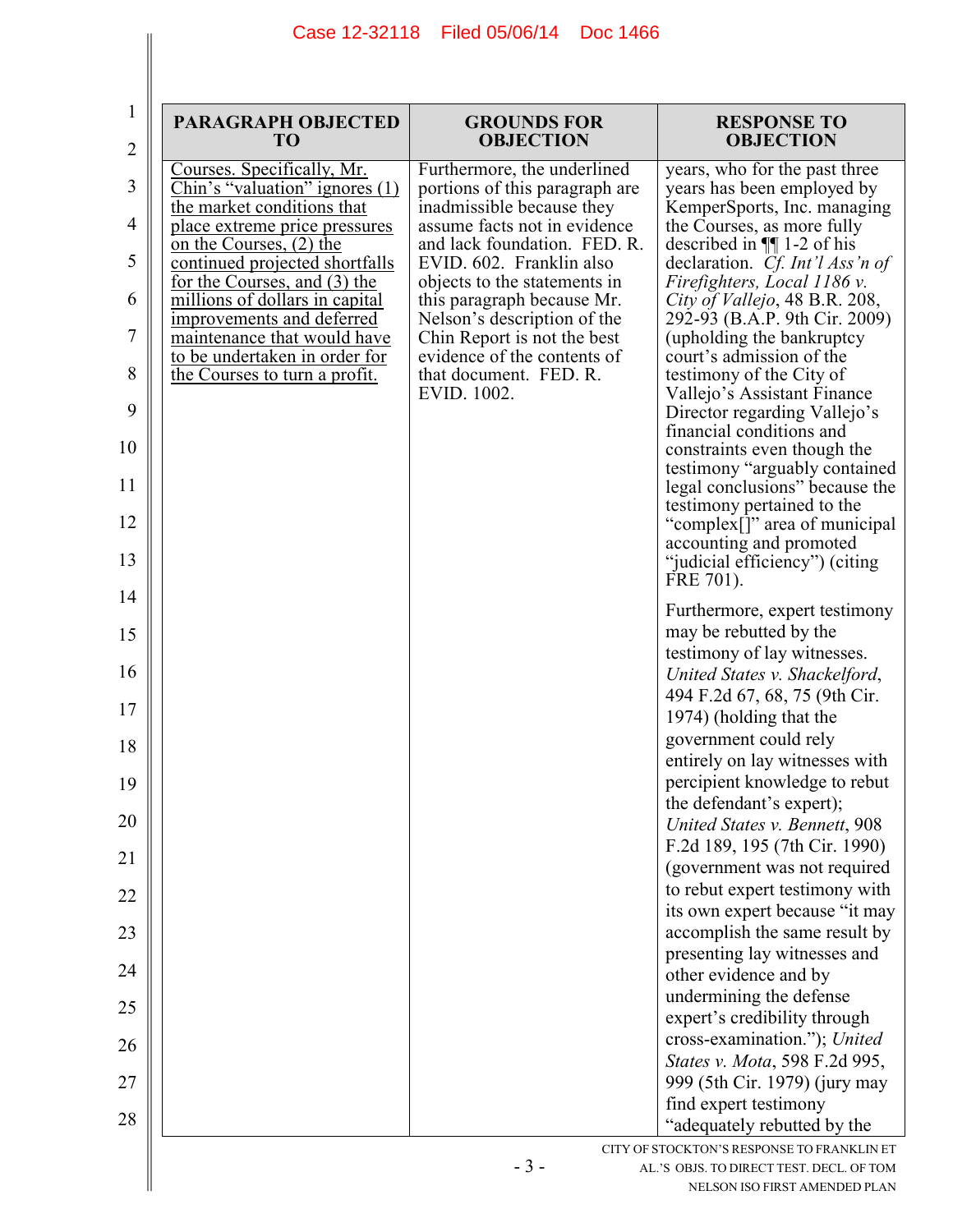| PARAGRAPH OBJECTED TO | GROUNDS FOR OBJECTION | RESPONSE TO OBJECTION |
| --- | --- | --- |
| <u>Courses. Specifically, Mr. Chin's "valuation" ignores (1) the market conditions that place extreme price pressures on the Courses, (2) the continued projected shortfalls for the Courses, and (3) the millions of dollars in capital improvements and deferred maintenance that would have to be undertaken in order for the Courses to turn a profit.</u> | Furthermore, the underlined portions of this paragraph are inadmissible because they assume facts not in evidence and lack foundation. FED. R. EVID. 602. Franklin also objects to the statements in this paragraph because Mr. Nelson's description of the Chin Report is not the best evidence of the contents of that document. FED. R. EVID. 1002. | years, who for the past three years has been employed by KemperSports, Inc. managing the Courses, as more fully described in ¶¶ 1-2 of his declaration. *Cf. Int'l Ass'n of Firefighters, Local 1186 v. City of Vallejo*, 48 B.R. 208, 292-93 (B.A.P. 9th Cir. 2009) (upholding the bankruptcy court's admission of the testimony of the City of Vallejo's Assistant Finance Director regarding Vallejo's financial conditions and constraints even though the testimony "arguably contained legal conclusions" because the testimony pertained to the "complex[]" area of municipal accounting and promoted "judicial efficiency") (citing FRE 701).<br><br>Furthermore, expert testimony may be rebutted by the testimony of lay witnesses. *United States v. Shackelford*, 494 F.2d 67, 68, 75 (9th Cir. 1974) (holding that the government could rely entirely on lay witnesses with percipient knowledge to rebut the defendant's expert); *United States v. Bennett*, 908 F.2d 189, 195 (7th Cir. 1990) (government was not required to rebut expert testimony with its own expert because "it may accomplish the same result by presenting lay witnesses and other evidence and by undermining the defense expert's credibility through cross-examination."); *United States v. Mota*, 598 F.2d 995, 999 (5th Cir. 1979) (jury may find expert testimony "adequately rebutted by the |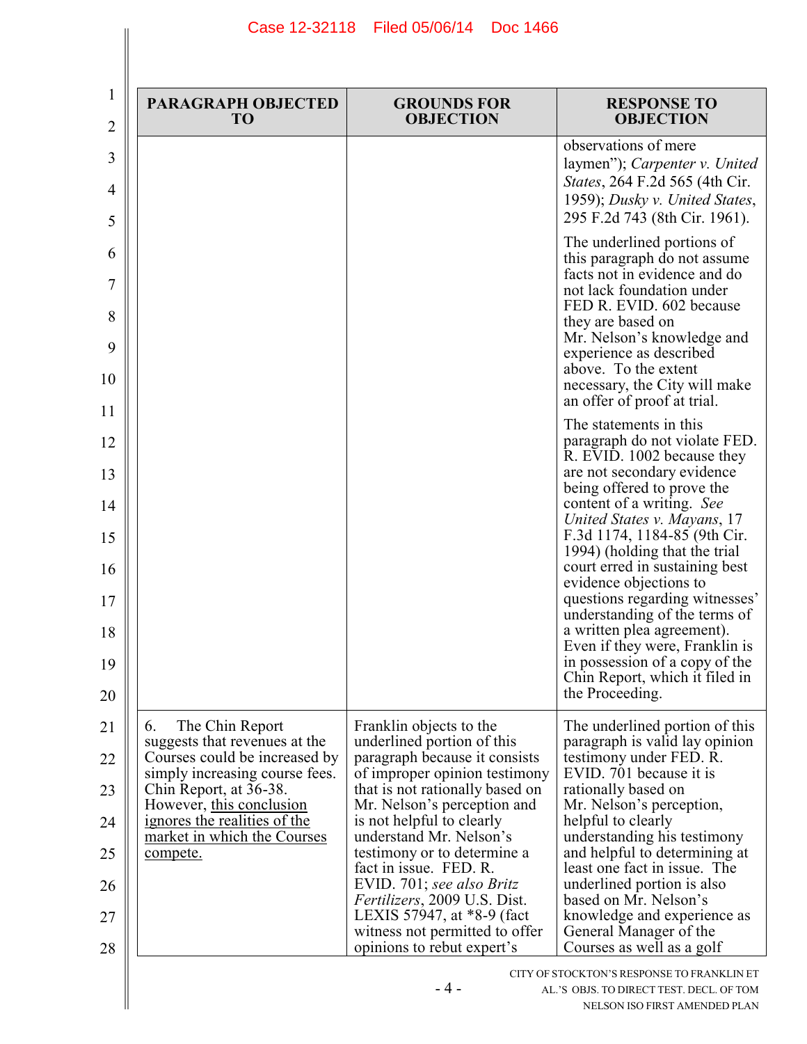| PARAGRAPH OBJECTED TO | GROUNDS FOR OBJECTION | RESPONSE TO OBJECTION |
|---|---|---|
| | | observations of mere laymen"); *Carpenter v. United States*, 264 F.2d 565 (4th Cir. 1959); *Dusky v. United States*, 295 F.2d 743 (8th Cir. 1961). The underlined portions of this paragraph do not assume facts not in evidence and do not lack foundation under FED R. EVID. 602 because they are based on Mr. Nelson's knowledge and experience as described above. To the extent necessary, the City will make an offer of proof at trial. The statements in this paragraph do not violate FED. R. EVID. 1002 because they are not secondary evidence being offered to prove the content of a writing. *See United States v. Mayans*, 17 F.3d 1174, 1184-85 (9th Cir. 1994) (holding that the trial court erred in sustaining best evidence objections to questions regarding witnesses' understanding of the terms of a written plea agreement). Even if they were, Franklin is in possession of a copy of the Chin Report, which it filed in the Proceeding. |
| 6. The Chin Report suggests that revenues at the Courses could be increased by simply increasing course fees. Chin Report, at 36-38. However, <u>this conclusion ignores the realities of the market in which the Courses compete.</u> | Franklin objects to the underlined portion of this paragraph because it consists of improper opinion testimony that is not rationally based on Mr. Nelson's perception and is not helpful to clearly understand Mr. Nelson's testimony or to determine a fact in issue. FED. R. EVID. 701; *see also Britz Fertilizers*, 2009 U.S. Dist. LEXIS 57947, at *8-9 (fact witness not permitted to offer opinions to rebut expert's | The underlined portion of this paragraph is valid lay opinion testimony under FED. R. EVID. 701 because it is rationally based on Mr. Nelson's perception, helpful to clearly understanding his testimony and helpful to determining at least one fact in issue. The underlined portion is also based on Mr. Nelson's knowledge and experience as General Manager of the Courses as well as a golf |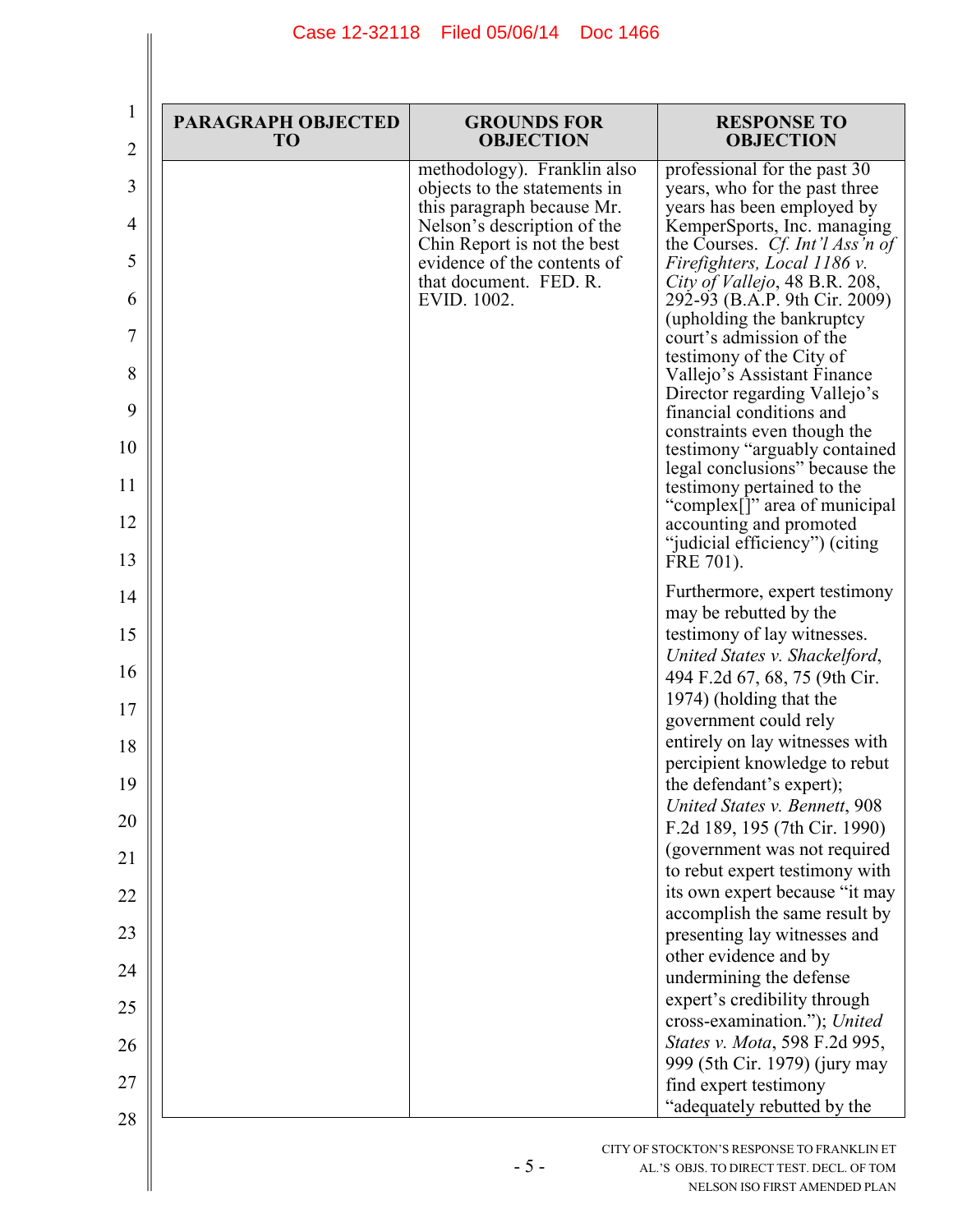| PARAGRAPH OBJECTED TO | GROUNDS FOR OBJECTION | RESPONSE TO OBJECTION |
|---|---|---|
| | methodology). Franklin also objects to the statements in this paragraph because Mr. Nelson's description of the Chin Report is not the best evidence of the contents of that document. FED. R. EVID. 1002. | professional for the past 30 years, who for the past three years has been employed by KemperSports, Inc. managing the Courses. *Cf. Int'l Ass'n of Firefighters, Local 1186 v. City of Vallejo*, 48 B.R. 208, 292-93 (B.A.P. 9th Cir. 2009) (upholding the bankruptcy court's admission of the testimony of the City of Vallejo's Assistant Finance Director regarding Vallejo's financial conditions and constraints even though the testimony "arguably contained legal conclusions" because the testimony pertained to the "complex[]" area of municipal accounting and promoted "judicial efficiency") (citing FRE 701).<br><br>Furthermore, expert testimony may be rebutted by the testimony of lay witnesses. *United States v. Shackelford*, 494 F.2d 67, 68, 75 (9th Cir. 1974) (holding that the government could rely entirely on lay witnesses with percipient knowledge to rebut the defendant's expert); *United States v. Bennett*, 908 F.2d 189, 195 (7th Cir. 1990) (government was not required to rebut expert testimony with its own expert because "it may accomplish the same result by presenting lay witnesses and other evidence and by undermining the defense expert's credibility through cross-examination."); *United States v. Mota*, 598 F.2d 995, 999 (5th Cir. 1979) (jury may find expert testimony "adequately rebutted by the |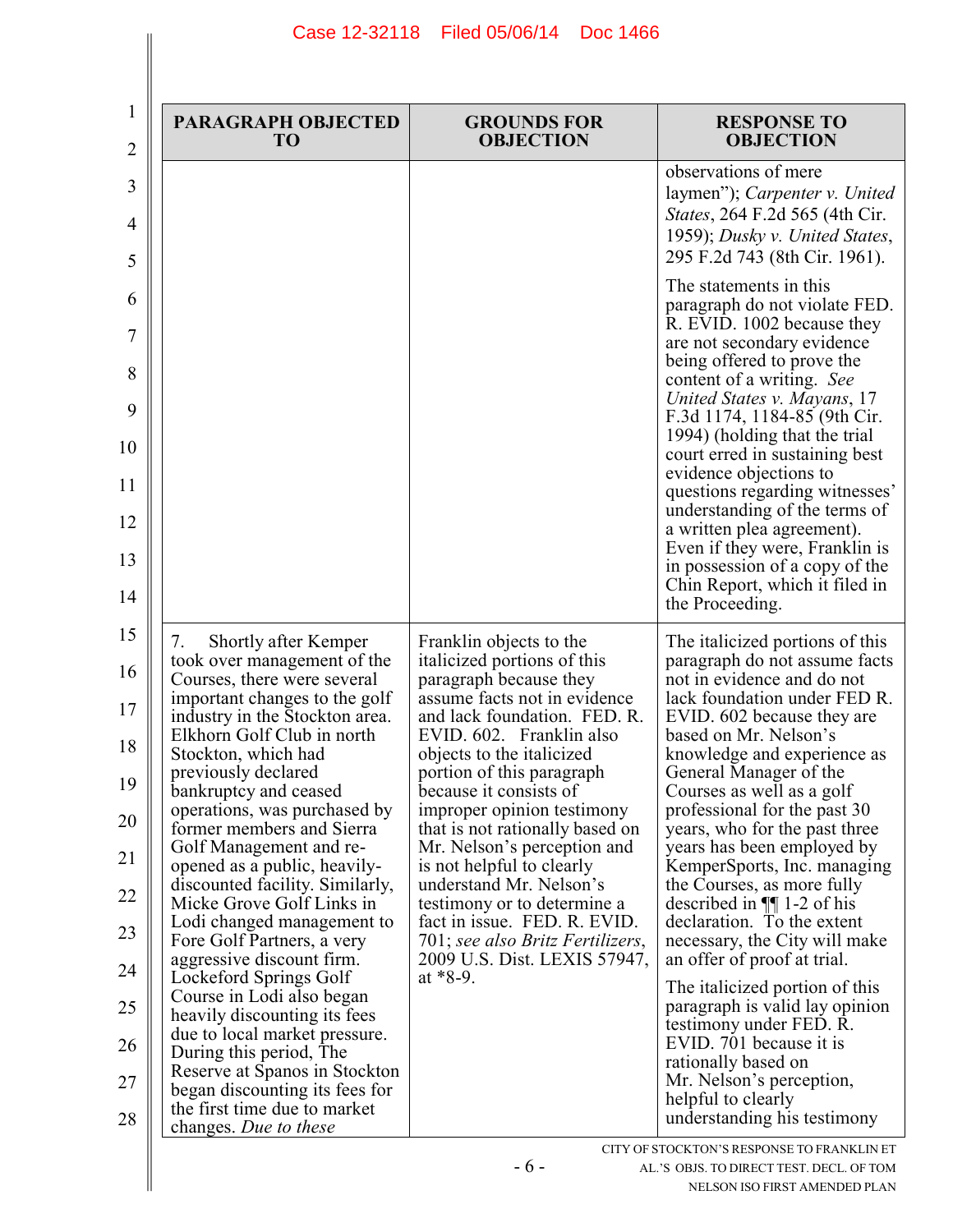| PARAGRAPH OBJECTED TO | GROUNDS FOR OBJECTION | RESPONSE TO OBJECTION |
|---|---|---|
| | | observations of mere laymen"); *Carpenter v. United States*, 264 F.2d 565 (4th Cir. 1959); *Dusky v. United States*, 295 F.2d 743 (8th Cir. 1961). The statements in this paragraph do not violate FED. R. EVID. 1002 because they are not secondary evidence being offered to prove the content of a writing. *See United States v. Mayans*, 17 F.3d 1174, 1184-85 (9th Cir. 1994) (holding that the trial court erred in sustaining best evidence objections to questions regarding witnesses' understanding of the terms of a written plea agreement). Even if they were, Franklin is in possession of a copy of the Chin Report, which it filed in the Proceeding. |
| 7. Shortly after Kemper took over management of the Courses, there were several important changes to the golf industry in the Stockton area. Elkhorn Golf Club in north Stockton, which had previously declared bankruptcy and ceased operations, was purchased by former members and Sierra Golf Management and re-opened as a public, heavily-discounted facility. Similarly, Micke Grove Golf Links in Lodi changed management to Fore Golf Partners, a very aggressive discount firm. Lockeford Springs Golf Course in Lodi also began heavily discounting its fees due to local market pressure. During this period, The Reserve at Spanos in Stockton began discounting its fees for the first time due to market changes. *Due to these* | Franklin objects to the italicized portions of this paragraph because they assume facts not in evidence and lack foundation. FED. R. EVID. 602. Franklin also objects to the italicized portion of this paragraph because it consists of improper opinion testimony that is not rationally based on Mr. Nelson's perception and is not helpful to clearly understand Mr. Nelson's testimony or to determine a fact in issue. FED. R. EVID. 701; *see also Britz Fertilizers*, 2009 U.S. Dist. LEXIS 57947, at *8-9. | The italicized portions of this paragraph do not assume facts not in evidence and do not lack foundation under FED R. EVID. 602 because they are based on Mr. Nelson's knowledge and experience as General Manager of the Courses as well as a golf professional for the past 30 years, who for the past three years has been employed by KemperSports, Inc. managing the Courses, as more fully described in ¶¶ 1-2 of his declaration. To the extent necessary, the City will make an offer of proof at trial. The italicized portion of this paragraph is valid lay opinion testimony under FED. R. EVID. 701 because it is rationally based on Mr. Nelson's perception, helpful to clearly understanding his testimony |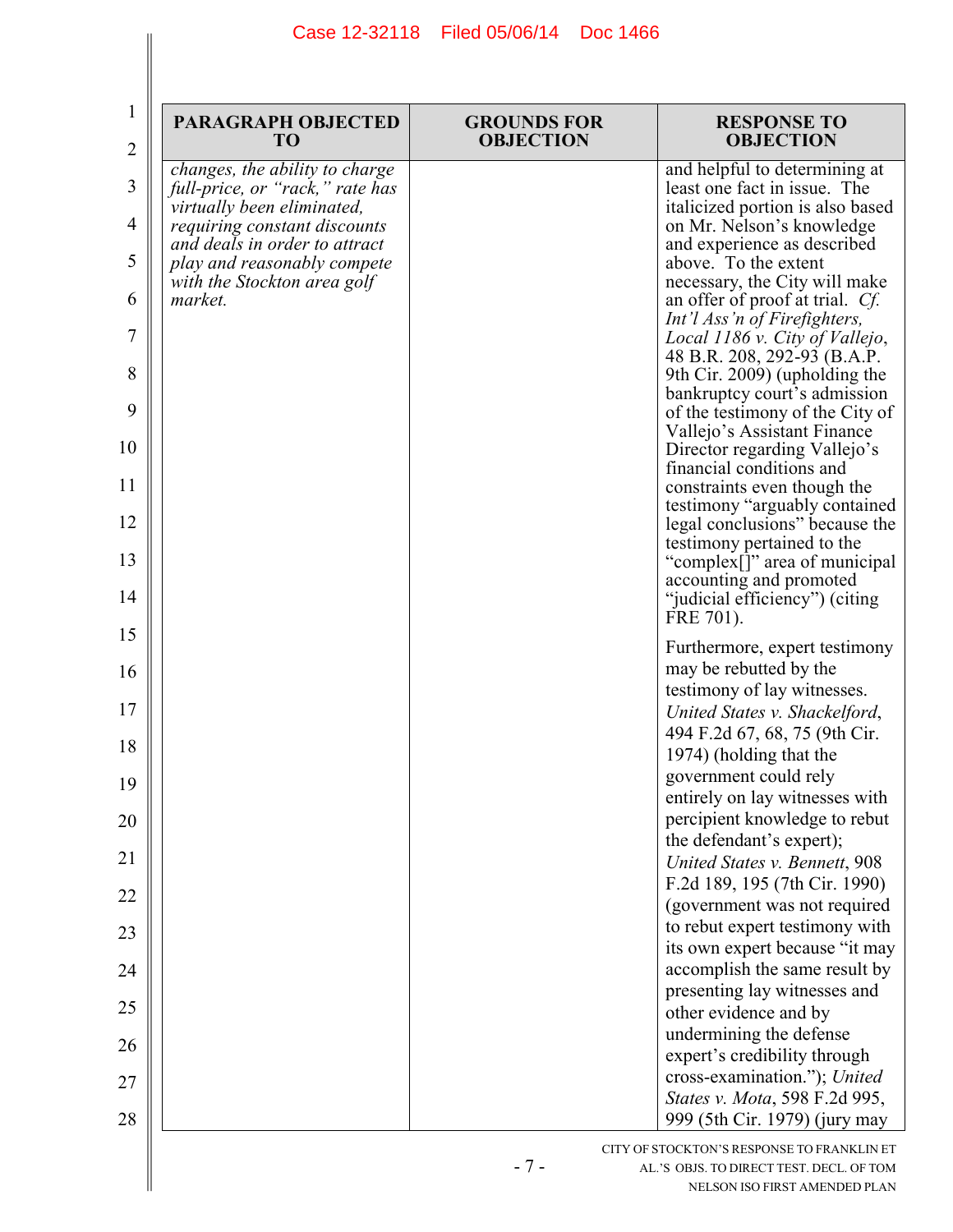| PARAGRAPH OBJECTED TO | GROUNDS FOR OBJECTION | RESPONSE TO OBJECTION |
|---|---|---|
| *changes, the ability to charge full-price, or "rack," rate has virtually been eliminated, requiring constant discounts and deals in order to attract play and reasonably compete with the Stockton area golf market.* | | and helpful to determining at least one fact in issue. The italicized portion is also based on Mr. Nelson's knowledge and experience as described above. To the extent necessary, the City will make an offer of proof at trial. *Cf. Int'l Ass'n of Firefighters, Local 1186 v. City of Vallejo*, 48 B.R. 208, 292-93 (B.A.P. 9th Cir. 2009) (upholding the bankruptcy court's admission of the testimony of the City of Vallejo's Assistant Finance Director regarding Vallejo's financial conditions and constraints even though the testimony "arguably contained legal conclusions" because the testimony pertained to the "complex[]" area of municipal accounting and promoted "judicial efficiency") (citing FRE 701).<br><br>Furthermore, expert testimony may be rebutted by the testimony of lay witnesses. *United States v. Shackelford*, 494 F.2d 67, 68, 75 (9th Cir. 1974) (holding that the government could rely entirely on lay witnesses with percipient knowledge to rebut the defendant's expert); *United States v. Bennett*, 908 F.2d 189, 195 (7th Cir. 1990) (government was not required to rebut expert testimony with its own expert because "it may accomplish the same result by presenting lay witnesses and other evidence and by undermining the defense expert's credibility through cross-examination."); *United States v. Mota*, 598 F.2d 995, 999 (5th Cir. 1979) (jury may |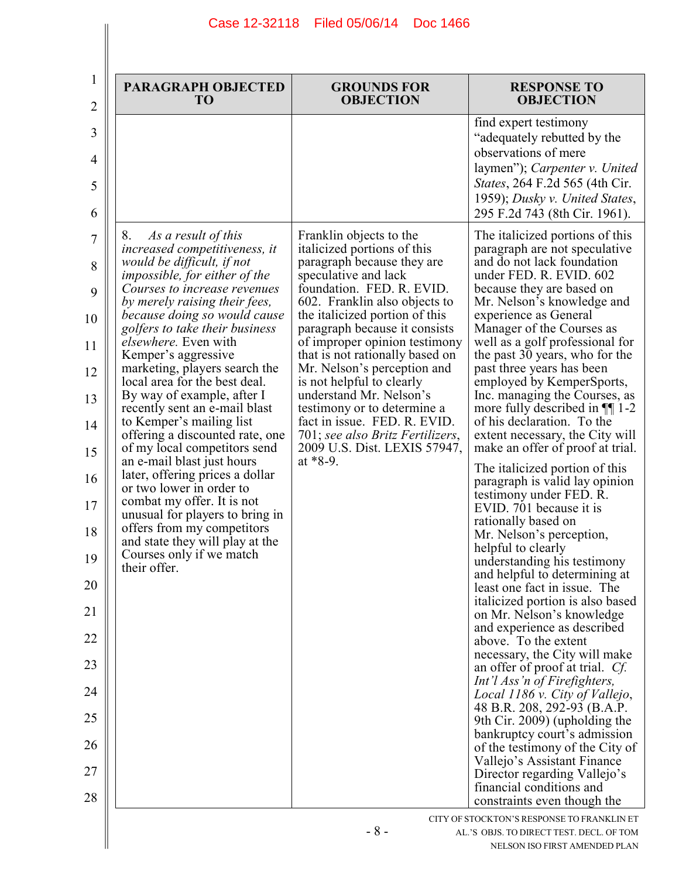| PARAGRAPH OBJECTED TO | GROUNDS FOR OBJECTION | RESPONSE TO OBJECTION |
|---|---|---|
| | | find expert testimony "adequately rebutted by the observations of mere laymen"); *Carpenter v. United States*, 264 F.2d 565 (4th Cir. 1959); *Dusky v. United States*, 295 F.2d 743 (8th Cir. 1961). |
| 8. *As a result of this increased competitiveness, it would be difficult, if not impossible, for either of the Courses to increase revenues by merely raising their fees, because doing so would cause golfers to take their business elsewhere.* Even with Kemper's aggressive marketing, players search the local area for the best deal. By way of example, after I recently sent an e-mail blast to Kemper's mailing list offering a discounted rate, one of my local competitors send an e-mail blast just hours later, offering prices a dollar or two lower in order to combat my offer. It is not unusual for players to bring in offers from my competitors and state they will play at the Courses only if we match their offer. | Franklin objects to the italicized portions of this paragraph because they are speculative and lack foundation. FED. R. EVID. 602. Franklin also objects to the italicized portion of this paragraph because it consists of improper opinion testimony that is not rationally based on Mr. Nelson's perception and is not helpful to clearly understand Mr. Nelson's testimony or to determine a fact in issue. FED. R. EVID. 701; *see also Britz Fertilizers*, 2009 U.S. Dist. LEXIS 57947, at *8-9. | The italicized portions of this paragraph are not speculative and do not lack foundation under FED. R. EVID. 602 because they are based on Mr. Nelson's knowledge and experience as General Manager of the Courses as well as a golf professional for the past 30 years, who for the past three years has been employed by KemperSports, Inc. managing the Courses, as more fully described in ¶¶ 1-2 of his declaration. To the extent necessary, the City will make an offer of proof at trial.<br><br>The italicized portion of this paragraph is valid lay opinion testimony under FED. R. EVID. 701 because it is rationally based on Mr. Nelson's perception, helpful to clearly understanding his testimony and helpful to determining at least one fact in issue. The italicized portion is also based on Mr. Nelson's knowledge and experience as described above. To the extent necessary, the City will make an offer of proof at trial. *Cf. Int'l Ass'n of Firefighters, Local 1186 v. City of Vallejo*, 48 B.R. 208, 292-93 (B.A.P. 9th Cir. 2009) (upholding the bankruptcy court's admission of the testimony of the City of Vallejo's Assistant Finance Director regarding Vallejo's financial conditions and constraints even though the |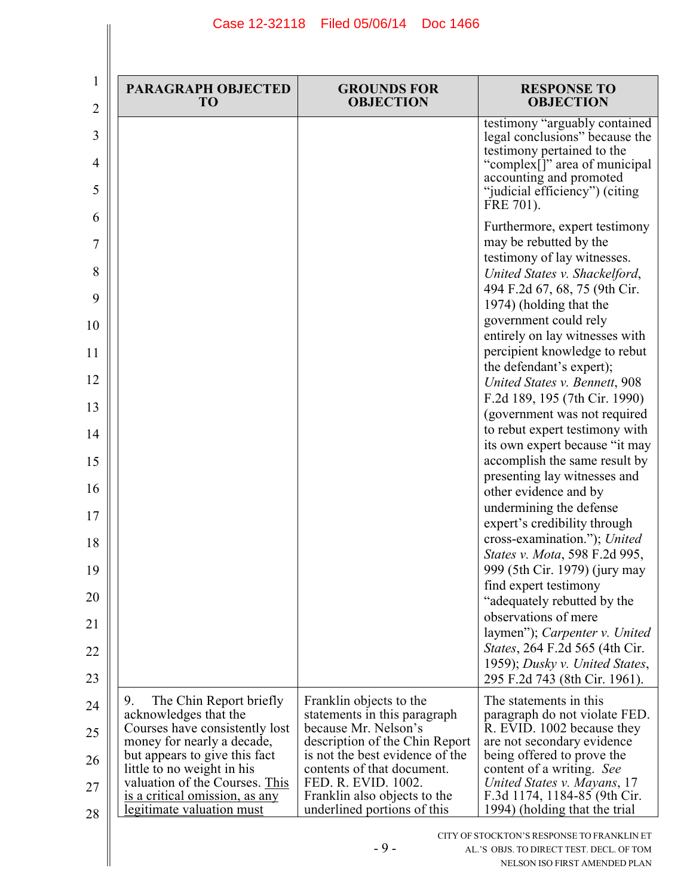| PARAGRAPH OBJECTED TO | GROUNDS FOR OBJECTION | RESPONSE TO OBJECTION |
|---|---|---|
| | | testimony "arguably contained legal conclusions" because the testimony pertained to the "complex[]" area of municipal accounting and promoted "judicial efficiency") (citing FRE 701).<br><br>Furthermore, expert testimony may be rebutted by the testimony of lay witnesses. *United States v. Shackelford*, 494 F.2d 67, 68, 75 (9th Cir. 1974) (holding that the government could rely entirely on lay witnesses with percipient knowledge to rebut the defendant's expert); *United States v. Bennett*, 908 F.2d 189, 195 (7th Cir. 1990) (government was not required to rebut expert testimony with its own expert because "it may accomplish the same result by presenting lay witnesses and other evidence and by undermining the defense expert's credibility through cross-examination."); *United States v. Mota*, 598 F.2d 995, 999 (5th Cir. 1979) (jury may find expert testimony "adequately rebutted by the observations of mere laymen"); *Carpenter v. United States*, 264 F.2d 565 (4th Cir. 1959); *Dusky v. United States*, 295 F.2d 743 (8th Cir. 1961). |
| 9. The Chin Report briefly acknowledges that the Courses have consistently lost money for nearly a decade, but appears to give this fact little to no weight in his valuation of the Courses. <u>This is a critical omission, as any legitimate valuation must</u> | Franklin objects to the statements in this paragraph because Mr. Nelson's description of the Chin Report is not the best evidence of the contents of that document. FED. R. EVID. 1002. Franklin also objects to the underlined portions of this | The statements in this paragraph do not violate FED. R. EVID. 1002 because they are not secondary evidence being offered to prove the content of a writing. *See United States v. Mayans*, 17 F.3d 1174, 1184-85 (9th Cir. 1994) (holding that the trial |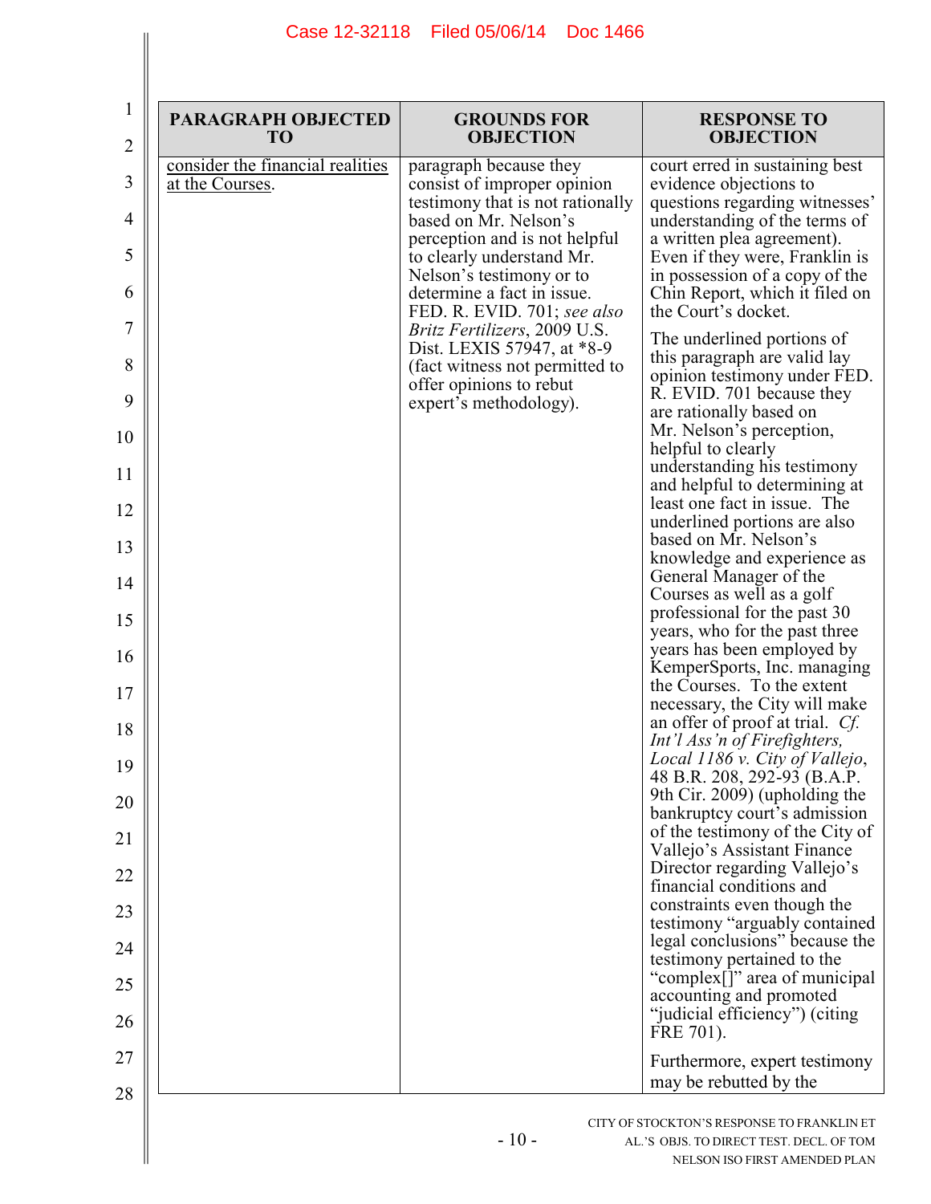| PARAGRAPH OBJECTED TO | GROUNDS FOR OBJECTION | RESPONSE TO OBJECTION |
|---|---|---|
| consider the financial realities at the Courses. | paragraph because they consist of improper opinion testimony that is not rationally based on Mr. Nelson's perception and is not helpful to clearly understand Mr. Nelson's testimony or to determine a fact in issue. FED. R. EVID. 701; *see also Britz Fertilizers*, 2009 U.S. Dist. LEXIS 57947, at *8-9 (fact witness not permitted to offer opinions to rebut expert's methodology). | court erred in sustaining best evidence objections to questions regarding witnesses' understanding of the terms of a written plea agreement). Even if they were, Franklin is in possession of a copy of the Chin Report, which it filed on the Court's docket.<br><br>The underlined portions of this paragraph are valid lay opinion testimony under FED. R. EVID. 701 because they are rationally based on Mr. Nelson's perception, helpful to clearly understanding his testimony and helpful to determining at least one fact in issue. The underlined portions are also based on Mr. Nelson's knowledge and experience as General Manager of the Courses as well as a golf professional for the past 30 years, who for the past three years has been employed by KemperSports, Inc. managing the Courses. To the extent necessary, the City will make an offer of proof at trial. *Cf. Int'l Ass'n of Firefighters, Local 1186 v. City of Vallejo*, 48 B.R. 208, 292-93 (B.A.P. 9th Cir. 2009) (upholding the bankruptcy court's admission of the testimony of the City of Vallejo's Assistant Finance Director regarding Vallejo's financial conditions and constraints even though the testimony "arguably contained legal conclusions" because the testimony pertained to the "complex[]" area of municipal accounting and promoted "judicial efficiency") (citing FRE 701).<br><br>Furthermore, expert testimony may be rebutted by the |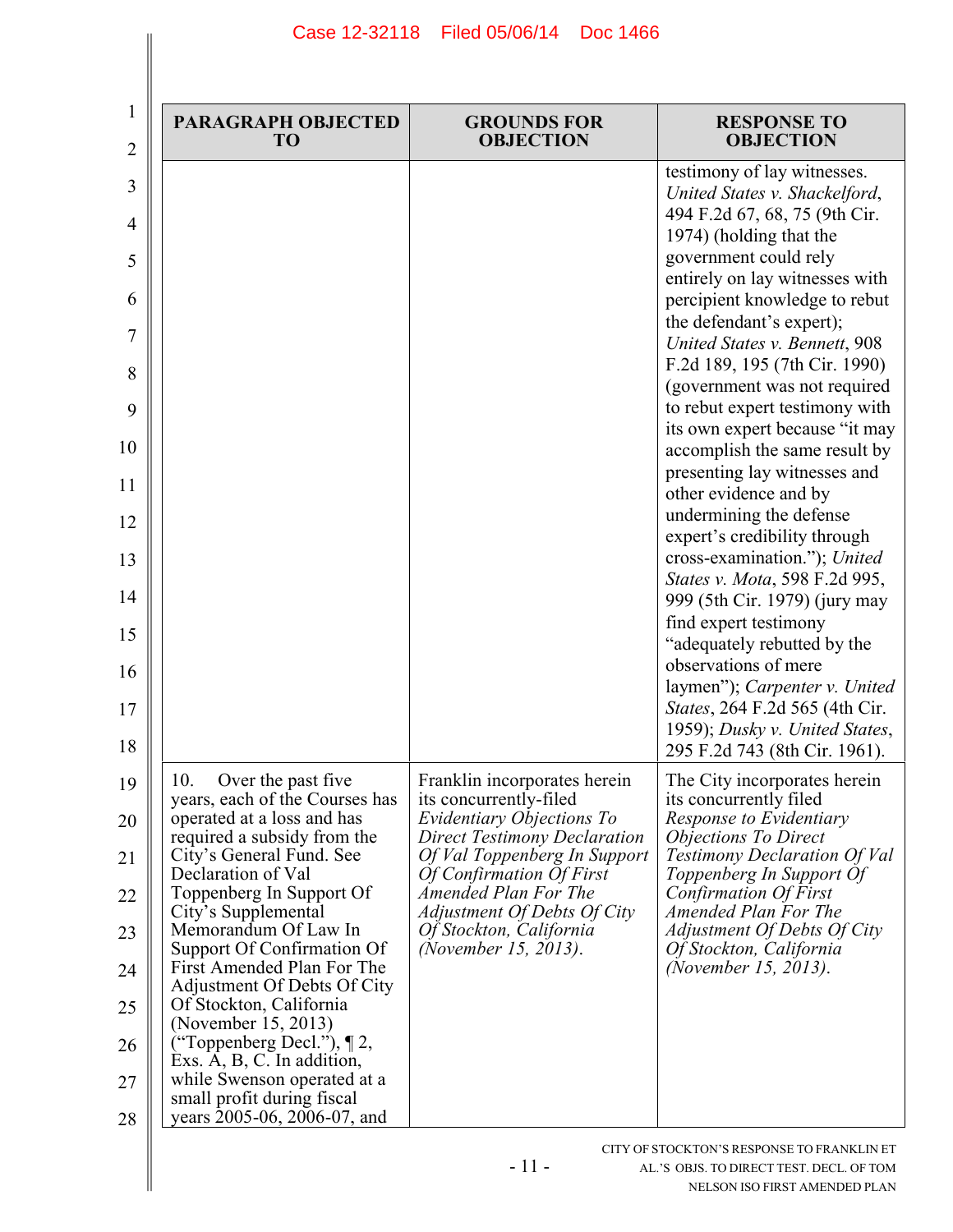| PARAGRAPH OBJECTED TO | GROUNDS FOR OBJECTION | RESPONSE TO OBJECTION |
| --- | --- | --- |
| | | testimony of lay witnesses. *United States v. Shackelford*, 494 F.2d 67, 68, 75 (9th Cir. 1974) (holding that the government could rely entirely on lay witnesses with percipient knowledge to rebut the defendant's expert); *United States v. Bennett*, 908 F.2d 189, 195 (7th Cir. 1990) (government was not required to rebut expert testimony with its own expert because "it may accomplish the same result by presenting lay witnesses and other evidence and by undermining the defense expert's credibility through cross-examination."); *United States v. Mota*, 598 F.2d 995, 999 (5th Cir. 1979) (jury may find expert testimony "adequately rebutted by the observations of mere laymen"); *Carpenter v. United States*, 264 F.2d 565 (4th Cir. 1959); *Dusky v. United States*, 295 F.2d 743 (8th Cir. 1961). |
| 10. Over the past five years, each of the Courses has operated at a loss and has required a subsidy from the City's General Fund. See Declaration of Val Toppenberg In Support Of City's Supplemental Memorandum Of Law In Support Of Confirmation Of First Amended Plan For The Adjustment Of Debts Of City Of Stockton, California (November 15, 2013) ("Toppenberg Decl."), ¶ 2, Exs. A, B, C. In addition, while Swenson operated at a small profit during fiscal years 2005-06, 2006-07, and | Franklin incorporates herein its concurrently-filed *Evidentiary Objections To Direct Testimony Declaration Of Val Toppenberg In Support Of Confirmation Of First Amended Plan For The Adjustment Of Debts Of City Of Stockton, California (November 15, 2013).* | The City incorporates herein its concurrently filed *Response to Evidentiary Objections To Direct Testimony Declaration Of Val Toppenberg In Support Of Confirmation Of First Amended Plan For The Adjustment Of Debts Of City Of Stockton, California (November 15, 2013).* |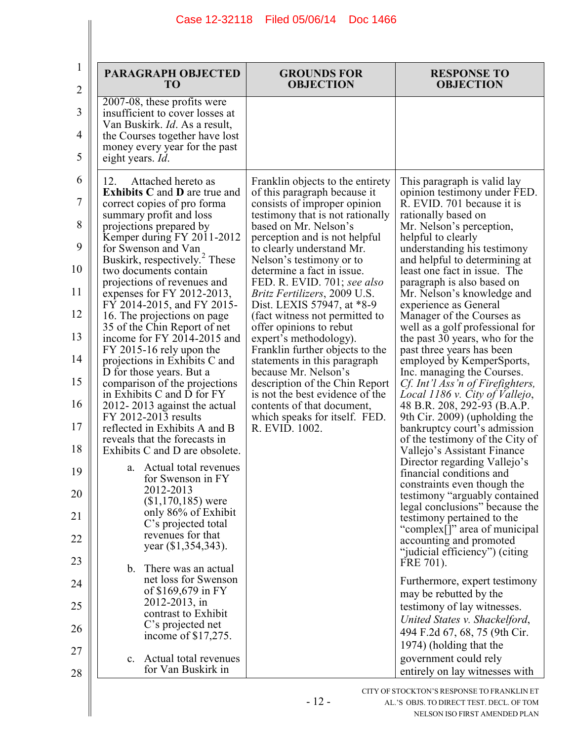| PARAGRAPH OBJECTED TO | GROUNDS FOR OBJECTION | RESPONSE TO OBJECTION |
|---|---|---|
| 2007-08, these profits were insufficient to cover losses at Van Buskirk. *Id*. As a result, the Courses together have lost money every year for the past eight years. *Id*. | | |
| 12. Attached hereto as **Exhibits C** and **D** are true and correct copies of pro forma summary profit and loss projections prepared by Kemper during FY 2011-2012 for Swenson and Van Buskirk, respectively.[2] These two documents contain projections of revenues and expenses for FY 2012-2013, FY 2014-2015, and FY 2015-16. The projections on page 35 of the Chin Report of net income for FY 2014-2015 and FY 2015-16 rely upon the projections in Exhibits C and D for those years. But a comparison of the projections in Exhibits C and D for FY 2012- 2013 against the actual FY 2012-2013 results reflected in Exhibits A and B reveals that the forecasts in Exhibits C and D are obsolete.<br><br>a. Actual total revenues for Swenson in FY 2012-2013 ($1,170,185) were only 86% of Exhibit C's projected total revenues for that year ($1,354,343).<br><br>b. There was an actual net loss for Swenson of $169,679 in FY 2012-2013, in contrast to Exhibit C's projected net income of $17,275.<br><br>c. Actual total revenues for Van Buskirk in | Franklin objects to the entirety of this paragraph because it consists of improper opinion testimony that is not rationally based on Mr. Nelson's perception and is not helpful to clearly understand Mr. Nelson's testimony or to determine a fact in issue. FED. R. EVID. 701; *see also Britz Fertilizers*, 2009 U.S. Dist. LEXIS 57947, at *8-9 (fact witness not permitted to offer opinions to rebut expert's methodology). Franklin further objects to the statements in this paragraph because Mr. Nelson's description of the Chin Report is not the best evidence of the contents of that document, which speaks for itself. FED. R. EVID. 1002. | This paragraph is valid lay opinion testimony under FED. R. EVID. 701 because it is rationally based on Mr. Nelson's perception, helpful to clearly understanding his testimony and helpful to determining at least one fact in issue. The paragraph is also based on Mr. Nelson's knowledge and experience as General Manager of the Courses as well as a golf professional for the past 30 years, who for the past three years has been employed by KemperSports, Inc. managing the Courses. *Cf. Int'l Ass'n of Firefighters, Local 1186 v. City of Vallejo*, 48 B.R. 208, 292-93 (B.A.P. 9th Cir. 2009) (upholding the bankruptcy court's admission of the testimony of the City of Vallejo's Assistant Finance Director regarding Vallejo's financial conditions and constraints even though the testimony "arguably contained legal conclusions" because the testimony pertained to the "complex[]" area of municipal accounting and promoted "judicial efficiency") (citing FRE 701).<br><br>Furthermore, expert testimony may be rebutted by the testimony of lay witnesses. *United States v. Shackelford*, 494 F.2d 67, 68, 75 (9th Cir. 1974) (holding that the government could rely entirely on lay witnesses with |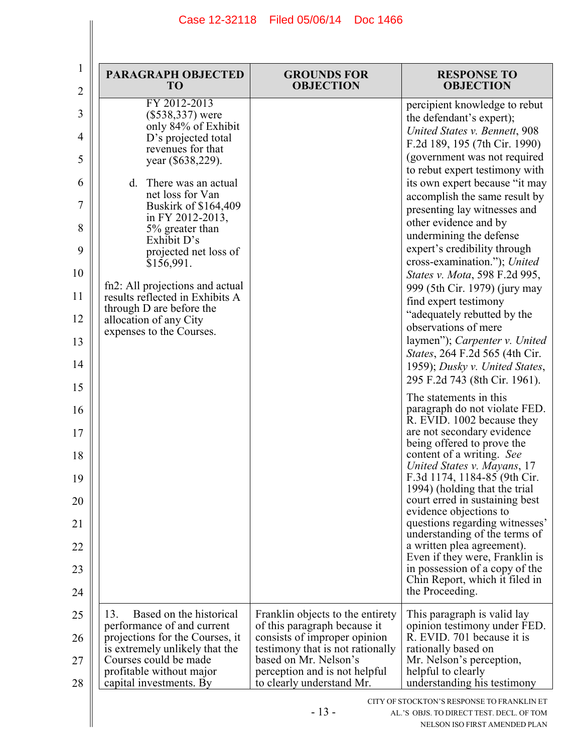| PARAGRAPH OBJECTED TO | GROUNDS FOR OBJECTION | RESPONSE TO OBJECTION |
|---|---|---|
| FY 2012-2013 ($538,337) were only 84% of Exhibit D's projected total revenues for that year ($638,229).<br><br>d. There was an actual net loss for Van Buskirk of $164,409 in FY 2012-2013, 5% greater than Exhibit D's projected net loss of $156,991.<br><br>fn2: All projections and actual results reflected in Exhibits A through D are before the allocation of any City expenses to the Courses. | | percipient knowledge to rebut the defendant's expert); *United States v. Bennett*, 908 F.2d 189, 195 (7th Cir. 1990) (government was not required to rebut expert testimony with its own expert because "it may accomplish the same result by presenting lay witnesses and other evidence and by undermining the defense expert's credibility through cross-examination."); *United States v. Mota*, 598 F.2d 995, 999 (5th Cir. 1979) (jury may find expert testimony "adequately rebutted by the observations of mere laymen"); *Carpenter v. United States*, 264 F.2d 565 (4th Cir. 1959); *Dusky v. United States*, 295 F.2d 743 (8th Cir. 1961).<br><br>The statements in this paragraph do not violate FED. R. EVID. 1002 because they are not secondary evidence being offered to prove the content of a writing. *See United States v. Mayans*, 17 F.3d 1174, 1184-85 (9th Cir. 1994) (holding that the trial court erred in sustaining best evidence objections to questions regarding witnesses' understanding of the terms of a written plea agreement). Even if they were, Franklin is in possession of a copy of the Chin Report, which it filed in the Proceeding. |
| 13. Based on the historical performance of and current projections for the Courses, it is extremely unlikely that the Courses could be made profitable without major capital investments. By | Franklin objects to the entirety of this paragraph because it consists of improper opinion testimony that is not rationally based on Mr. Nelson's perception and is not helpful to clearly understand Mr. | This paragraph is valid lay opinion testimony under FED. R. EVID. 701 because it is rationally based on Mr. Nelson's perception, helpful to clearly understanding his testimony |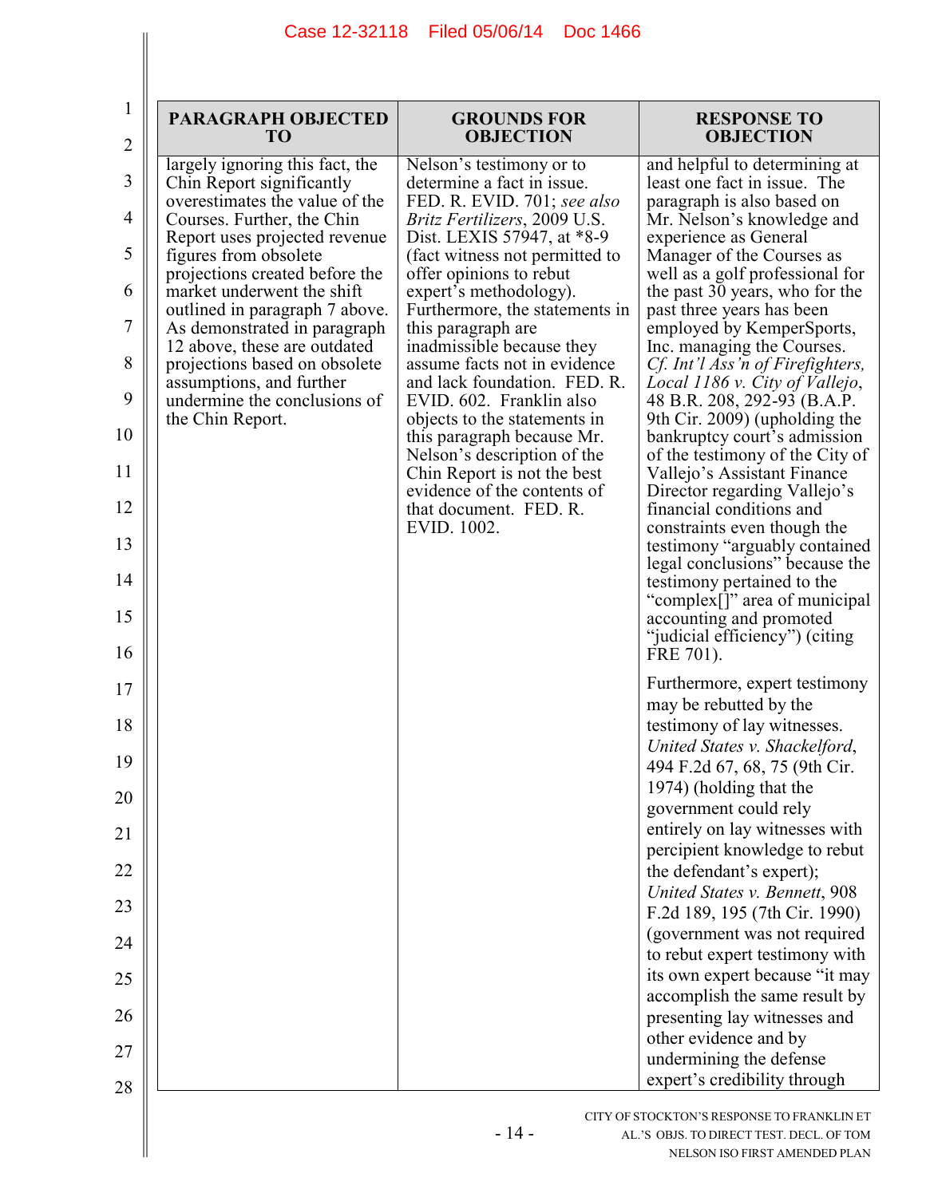| PARAGRAPH OBJECTED TO | GROUNDS FOR OBJECTION | RESPONSE TO OBJECTION |
| --- | --- | --- |
| largely ignoring this fact, the Chin Report significantly overestimates the value of the Courses. Further, the Chin Report uses projected revenue figures from obsolete projections created before the market underwent the shift outlined in paragraph 7 above. As demonstrated in paragraph 12 above, these are outdated projections based on obsolete assumptions, and further undermine the conclusions of the Chin Report. | Nelson's testimony or to determine a fact in issue. FED. R. EVID. 701; *see also Britz Fertilizers*, 2009 U.S. Dist. LEXIS 57947, at *8-9 (fact witness not permitted to offer opinions to rebut expert's methodology). Furthermore, the statements in this paragraph are inadmissible because they assume facts not in evidence and lack foundation. FED. R. EVID. 602. Franklin also objects to the statements in this paragraph because Mr. Nelson's description of the Chin Report is not the best evidence of the contents of that document. FED. R. EVID. 1002. | and helpful to determining at least one fact in issue. The paragraph is also based on Mr. Nelson's knowledge and experience as General Manager of the Courses as well as a golf professional for the past 30 years, who for the past three years has been employed by KemperSports, Inc. managing the Courses. *Cf. Int'l Ass'n of Firefighters, Local 1186 v. City of Vallejo*, 48 B.R. 208, 292-93 (B.A.P. 9th Cir. 2009) (upholding the bankruptcy court's admission of the testimony of the City of Vallejo's Assistant Finance Director regarding Vallejo's financial conditions and constraints even though the testimony "arguably contained legal conclusions" because the testimony pertained to the "complex[]" area of municipal accounting and promoted "judicial efficiency") (citing FRE 701).<br><br>Furthermore, expert testimony may be rebutted by the testimony of lay witnesses. *United States v. Shackelford*, 494 F.2d 67, 68, 75 (9th Cir. 1974) (holding that the government could rely entirely on lay witnesses with percipient knowledge to rebut the defendant's expert); *United States v. Bennett*, 908 F.2d 189, 195 (7th Cir. 1990) (government was not required to rebut expert testimony with its own expert because "it may accomplish the same result by presenting lay witnesses and other evidence and by undermining the defense expert's credibility through |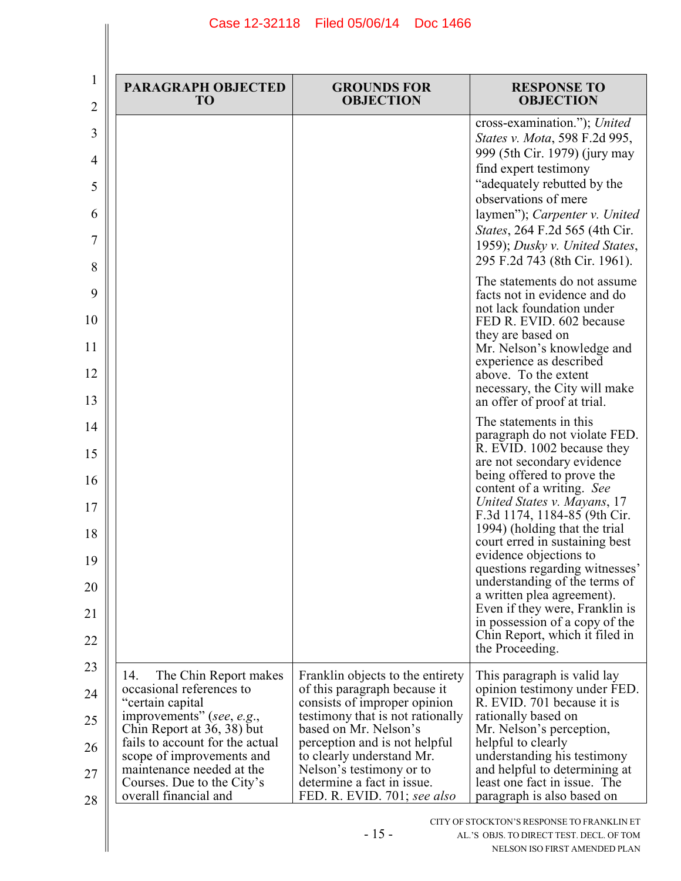| PARAGRAPH OBJECTED TO | GROUNDS FOR OBJECTION | RESPONSE TO OBJECTION |
|---|---|---|
| | | cross-examination."); *United States v. Mota*, 598 F.2d 995, 999 (5th Cir. 1979) (jury may find expert testimony "adequately rebutted by the observations of mere laymen"); *Carpenter v. United States*, 264 F.2d 565 (4th Cir. 1959); *Dusky v. United States*, 295 F.2d 743 (8th Cir. 1961).<br><br>The statements do not assume facts not in evidence and do not lack foundation under FED R. EVID. 602 because they are based on Mr. Nelson's knowledge and experience as described above. To the extent necessary, the City will make an offer of proof at trial.<br><br>The statements in this paragraph do not violate FED. R. EVID. 1002 because they are not secondary evidence being offered to prove the content of a writing. *See United States v. Mayans*, 17 F.3d 1174, 1184-85 (9th Cir. 1994) (holding that the trial court erred in sustaining best evidence objections to questions regarding witnesses' understanding of the terms of a written plea agreement). Even if they were, Franklin is in possession of a copy of the Chin Report, which it filed in the Proceeding. |
| 14. The Chin Report makes occasional references to "certain capital improvements" (*see*, *e.g.*, Chin Report at 36, 38) but fails to account for the actual scope of improvements and maintenance needed at the Courses. Due to the City's overall financial and | Franklin objects to the entirety of this paragraph because it consists of improper opinion testimony that is not rationally based on Mr. Nelson's perception and is not helpful to clearly understand Mr. Nelson's testimony or to determine a fact in issue. FED. R. EVID. 701; *see also* | This paragraph is valid lay opinion testimony under FED. R. EVID. 701 because it is rationally based on Mr. Nelson's perception, helpful to clearly understanding his testimony and helpful to determining at least one fact in issue. The paragraph is also based on |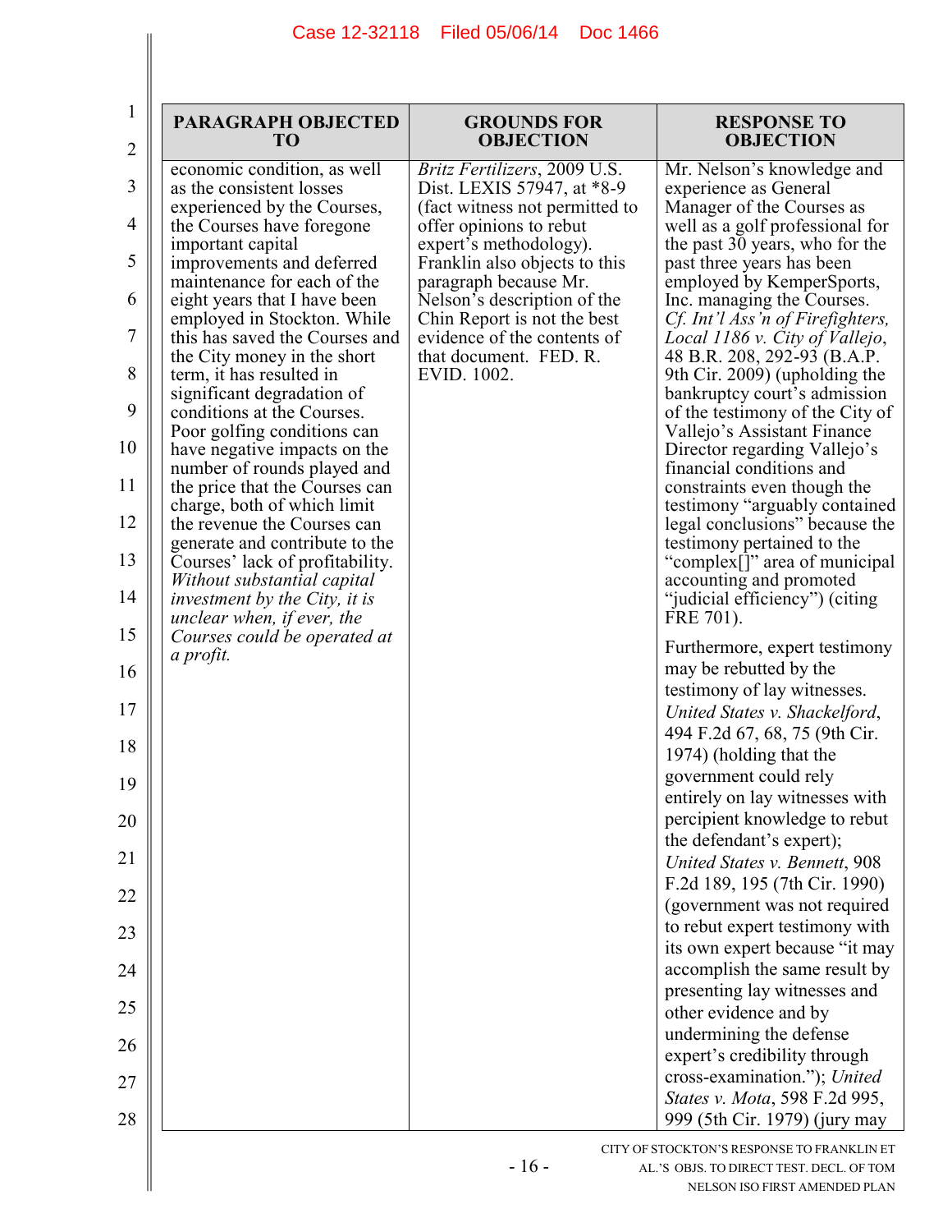| PARAGRAPH OBJECTED TO | GROUNDS FOR OBJECTION | RESPONSE TO OBJECTION |
|---|---|---|
| economic condition, as well as the consistent losses experienced by the Courses, the Courses have foregone important capital improvements and deferred maintenance for each of the eight years that I have been employed in Stockton. While this has saved the Courses and the City money in the short term, it has resulted in significant degradation of conditions at the Courses. Poor golfing conditions can have negative impacts on the number of rounds played and the price that the Courses can charge, both of which limit the revenue the Courses can generate and contribute to the Courses' lack of profitability. *Without substantial capital investment by the City, it is unclear when, if ever, the Courses could be operated at a profit.* | *Britz Fertilizers*, 2009 U.S. Dist. LEXIS 57947, at *8-9 (fact witness not permitted to offer opinions to rebut expert's methodology). Franklin also objects to this paragraph because Mr. Nelson's description of the Chin Report is not the best evidence of the contents of that document. FED. R. EVID. 1002. | Mr. Nelson's knowledge and experience as General Manager of the Courses as well as a golf professional for the past 30 years, who for the past three years has been employed by KemperSports, Inc. managing the Courses. *Cf. Int'l Ass'n of Firefighters, Local 1186 v. City of Vallejo*, 48 B.R. 208, 292-93 (B.A.P. 9th Cir. 2009) (upholding the bankruptcy court's admission of the testimony of the City of Vallejo's Assistant Finance Director regarding Vallejo's financial conditions and constraints even though the testimony "arguably contained legal conclusions" because the testimony pertained to the "complex[]" area of municipal accounting and promoted "judicial efficiency") (citing FRE 701).<br><br>Furthermore, expert testimony may be rebutted by the testimony of lay witnesses. *United States v. Shackelford*, 494 F.2d 67, 68, 75 (9th Cir. 1974) (holding that the government could rely entirely on lay witnesses with percipient knowledge to rebut the defendant's expert); *United States v. Bennett*, 908 F.2d 189, 195 (7th Cir. 1990) (government was not required to rebut expert testimony with its own expert because "it may accomplish the same result by presenting lay witnesses and other evidence and by undermining the defense expert's credibility through cross-examination."); *United States v. Mota*, 598 F.2d 995, 999 (5th Cir. 1979) (jury may |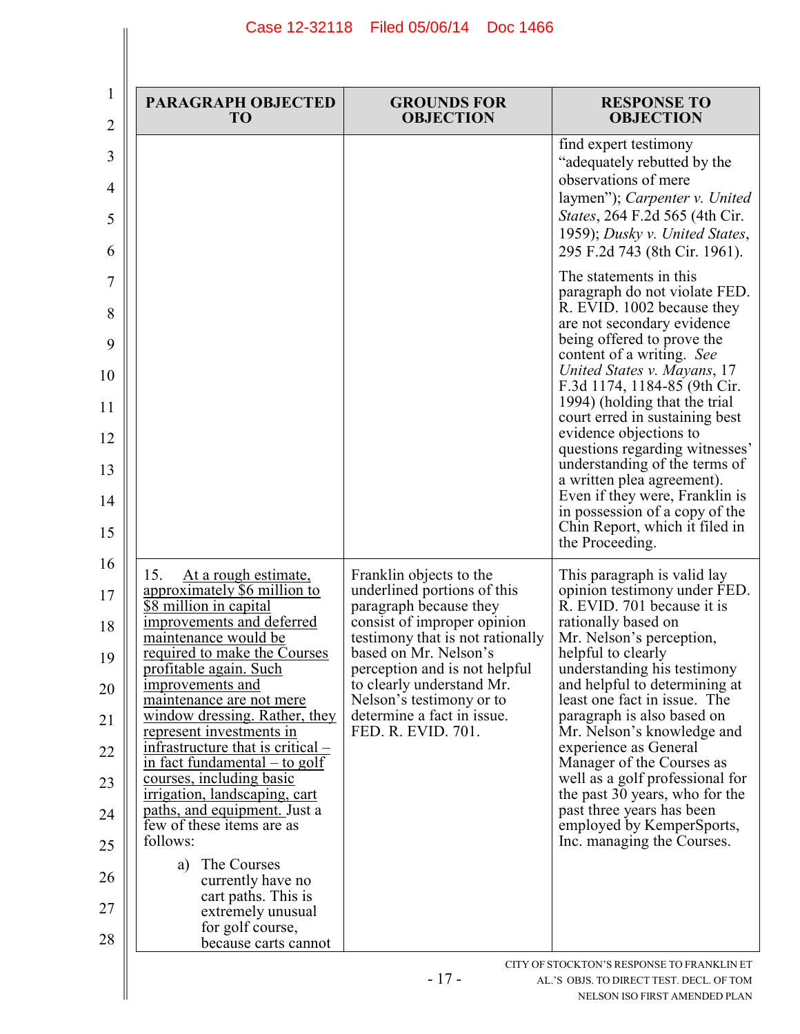| PARAGRAPH OBJECTED TO | GROUNDS FOR OBJECTION | RESPONSE TO OBJECTION |
|---|---|---|
| | | find expert testimony "adequately rebutted by the observations of mere laymen"); *Carpenter v. United States*, 264 F.2d 565 (4th Cir. 1959); *Dusky v. United States*, 295 F.2d 743 (8th Cir. 1961).<br><br>The statements in this paragraph do not violate FED. R. EVID. 1002 because they are not secondary evidence being offered to prove the content of a writing. *See United States v. Mayans*, 17 F.3d 1174, 1184-85 (9th Cir. 1994) (holding that the trial court erred in sustaining best evidence objections to questions regarding witnesses' understanding of the terms of a written plea agreement). Even if they were, Franklin is in possession of a copy of the Chin Report, which it filed in the Proceeding. |
| 15. <u>At a rough estimate, approximately $6 million to $8 million in capital improvements and deferred maintenance would be required to make the Courses profitable again. Such improvements and maintenance are not mere window dressing. Rather, they represent investments in infrastructure that is critical – in fact fundamental – to golf courses, including basic irrigation, landscaping, cart paths, and equipment.</u> Just a few of these items are as follows:<br><br>a) The Courses currently have no cart paths. This is extremely unusual for golf course, because carts cannot | Franklin objects to the underlined portions of this paragraph because they consist of improper opinion testimony that is not rationally based on Mr. Nelson's perception and is not helpful to clearly understand Mr. Nelson's testimony or to determine a fact in issue. FED. R. EVID. 701. | This paragraph is valid lay opinion testimony under FED. R. EVID. 701 because it is rationally based on Mr. Nelson's perception, helpful to clearly understanding his testimony and helpful to determining at least one fact in issue. The paragraph is also based on Mr. Nelson's knowledge and experience as General Manager of the Courses as well as a golf professional for the past 30 years, who for the past three years has been employed by KemperSports, Inc. managing the Courses. |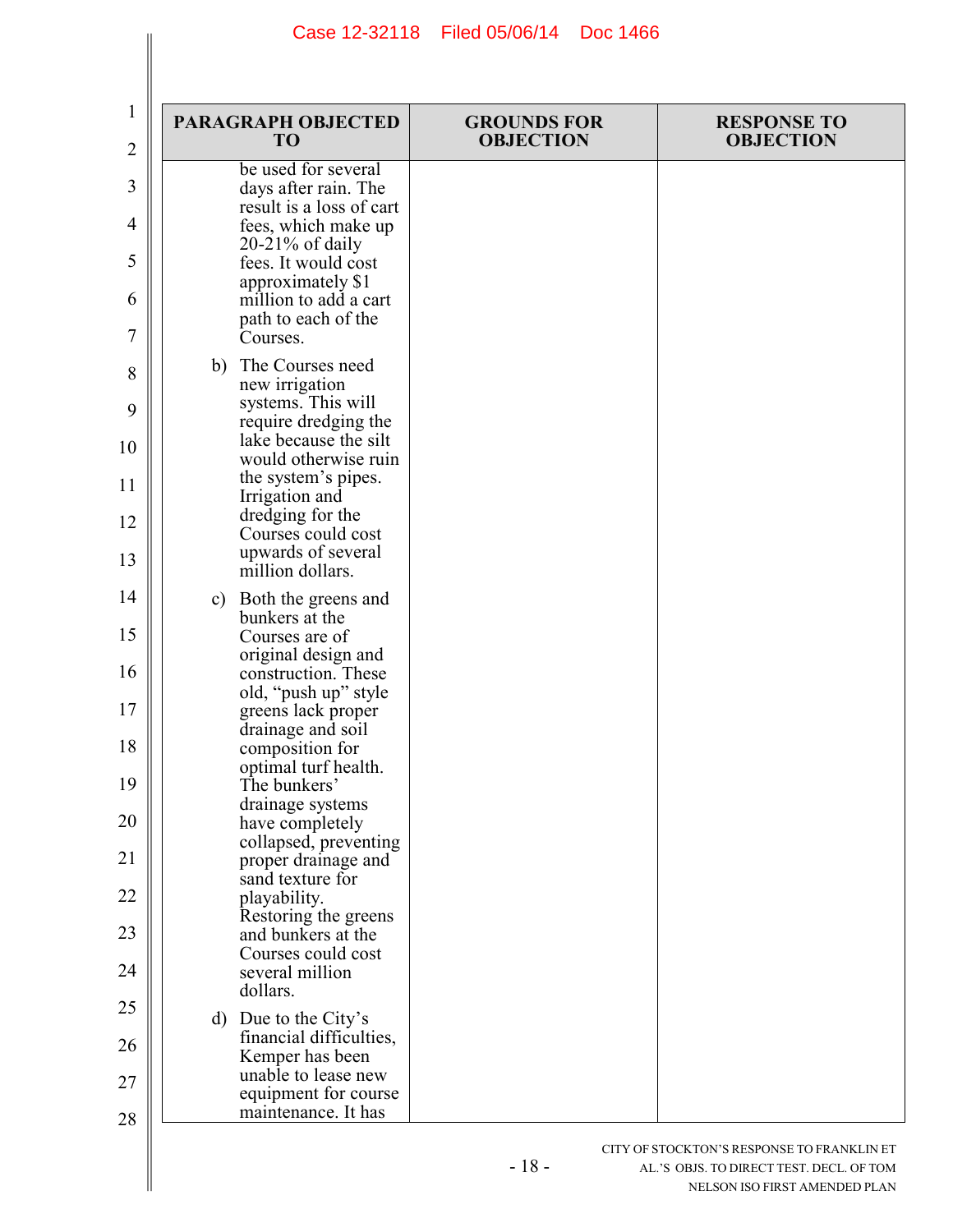| PARAGRAPH OBJECTED TO | GROUNDS FOR OBJECTION | RESPONSE TO OBJECTION |
|---|---|---|
| be used for several days after rain. The result is a loss of cart fees, which make up 20-21% of daily fees. It would cost approximately $1 million to add a cart path to each of the Courses.<br><br>b) The Courses need new irrigation systems. This will require dredging the lake because the silt would otherwise ruin the system's pipes. Irrigation and dredging for the Courses could cost upwards of several million dollars.<br><br>c) Both the greens and bunkers at the Courses are of original design and construction. These old, "push up" style greens lack proper drainage and soil composition for optimal turf health. The bunkers' drainage systems have completely collapsed, preventing proper drainage and sand texture for playability. Restoring the greens and bunkers at the Courses could cost several million dollars.<br><br>d) Due to the City's financial difficulties, Kemper has been unable to lease new equipment for course maintenance. It has | | |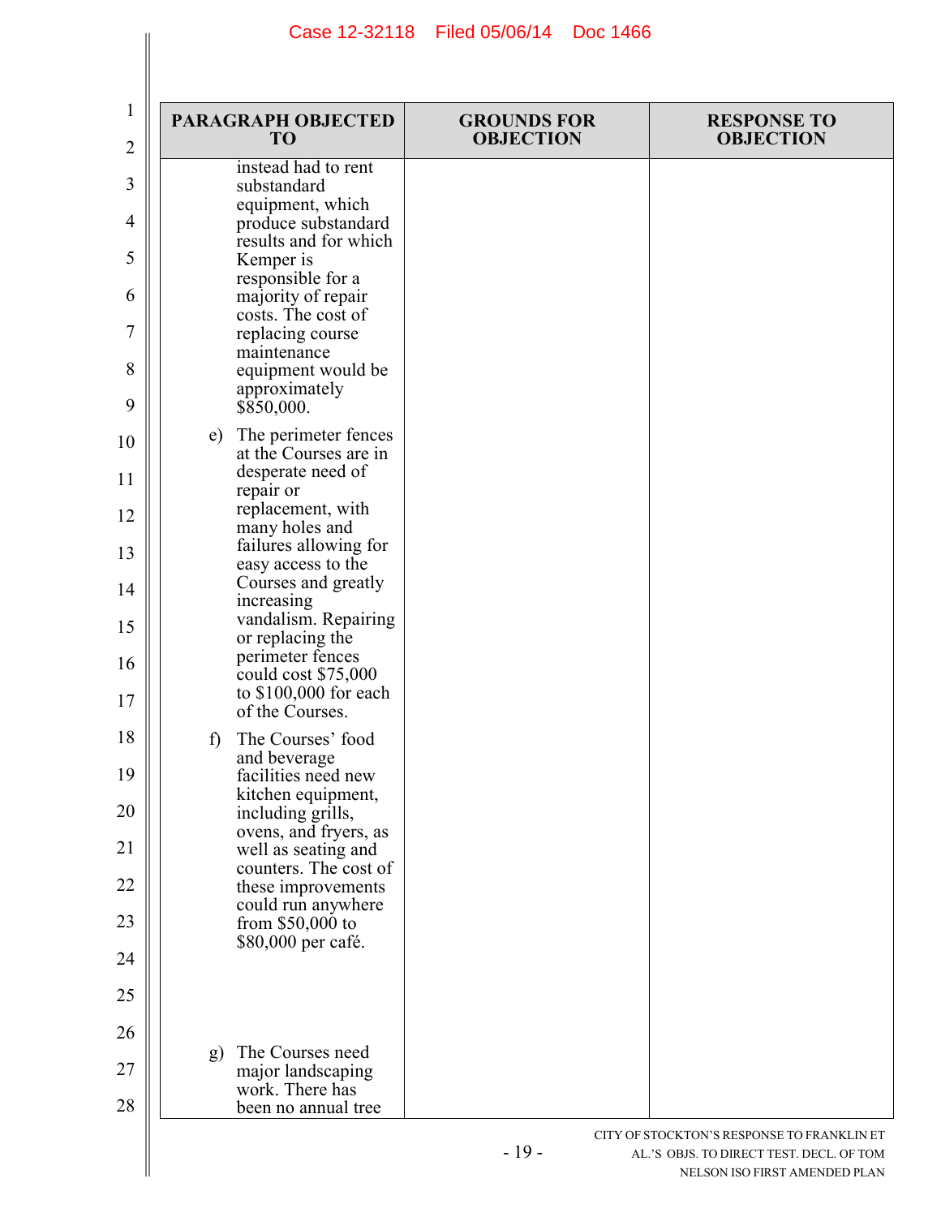| PARAGRAPH OBJECTED TO | GROUNDS FOR OBJECTION | RESPONSE TO OBJECTION |
|---|---|---|
| instead had to rent substandard equipment, which produce substandard results and for which Kemper is responsible for a majority of repair costs. The cost of replacing course maintenance equipment would be approximately $850,000. | | |
| e) The perimeter fences at the Courses are in desperate need of repair or replacement, with many holes and failures allowing for easy access to the Courses and greatly increasing vandalism. Repairing or replacing the perimeter fences could cost $75,000 to $100,000 for each of the Courses. | | |
| f) The Courses' food and beverage facilities need new kitchen equipment, including grills, ovens, and fryers, as well as seating and counters. The cost of these improvements could run anywhere from $50,000 to $80,000 per café. | | |
| g) The Courses need major landscaping work. There has been no annual tree | | |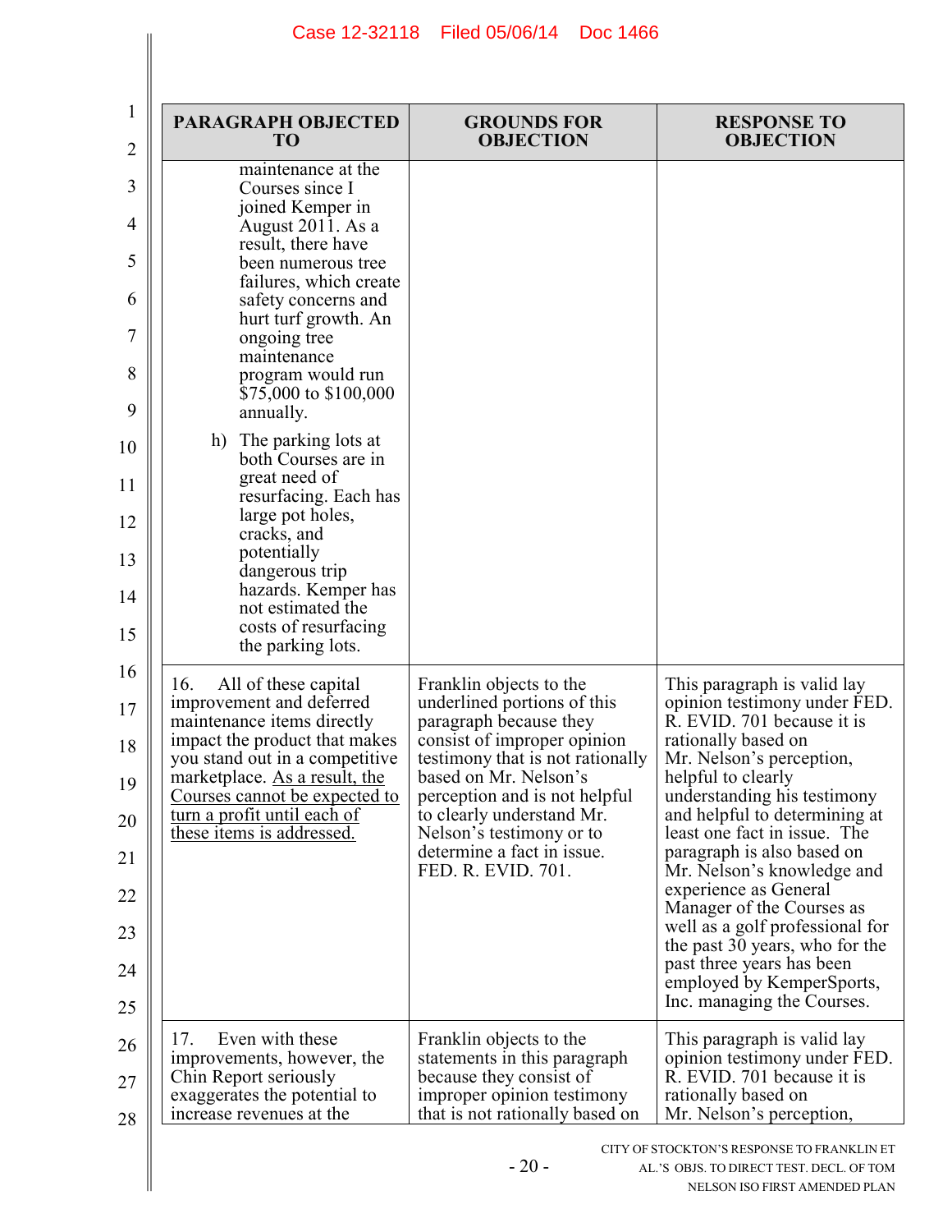| PARAGRAPH OBJECTED TO | GROUNDS FOR OBJECTION | RESPONSE TO OBJECTION |
|---|---|---|
| maintenance at the Courses since I joined Kemper in August 2011. As a result, there have been numerous tree failures, which create safety concerns and hurt turf growth. An ongoing tree maintenance program would run $75,000 to $100,000 annually.<br><br>h) The parking lots at both Courses are in great need of resurfacing. Each has large pot holes, cracks, and potentially dangerous trip hazards. Kemper has not estimated the costs of resurfacing the parking lots. | | |
| 16. All of these capital improvement and deferred maintenance items directly impact the product that makes you stand out in a competitive marketplace. <u>As a result, the Courses cannot be expected to turn a profit until each of these items is addressed.</u> | Franklin objects to the underlined portions of this paragraph because they consist of improper opinion testimony that is not rationally based on Mr. Nelson's perception and is not helpful to clearly understand Mr. Nelson's testimony or to determine a fact in issue. FED. R. EVID. 701. | This paragraph is valid lay opinion testimony under FED. R. EVID. 701 because it is rationally based on Mr. Nelson's perception, helpful to clearly understanding his testimony and helpful to determining at least one fact in issue. The paragraph is also based on Mr. Nelson's knowledge and experience as General Manager of the Courses as well as a golf professional for the past 30 years, who for the past three years has been employed by KemperSports, Inc. managing the Courses. |
| 17. Even with these improvements, however, the Chin Report seriously exaggerates the potential to increase revenues at the | Franklin objects to the statements in this paragraph because they consist of improper opinion testimony that is not rationally based on | This paragraph is valid lay opinion testimony under FED. R. EVID. 701 because it is rationally based on Mr. Nelson's perception, |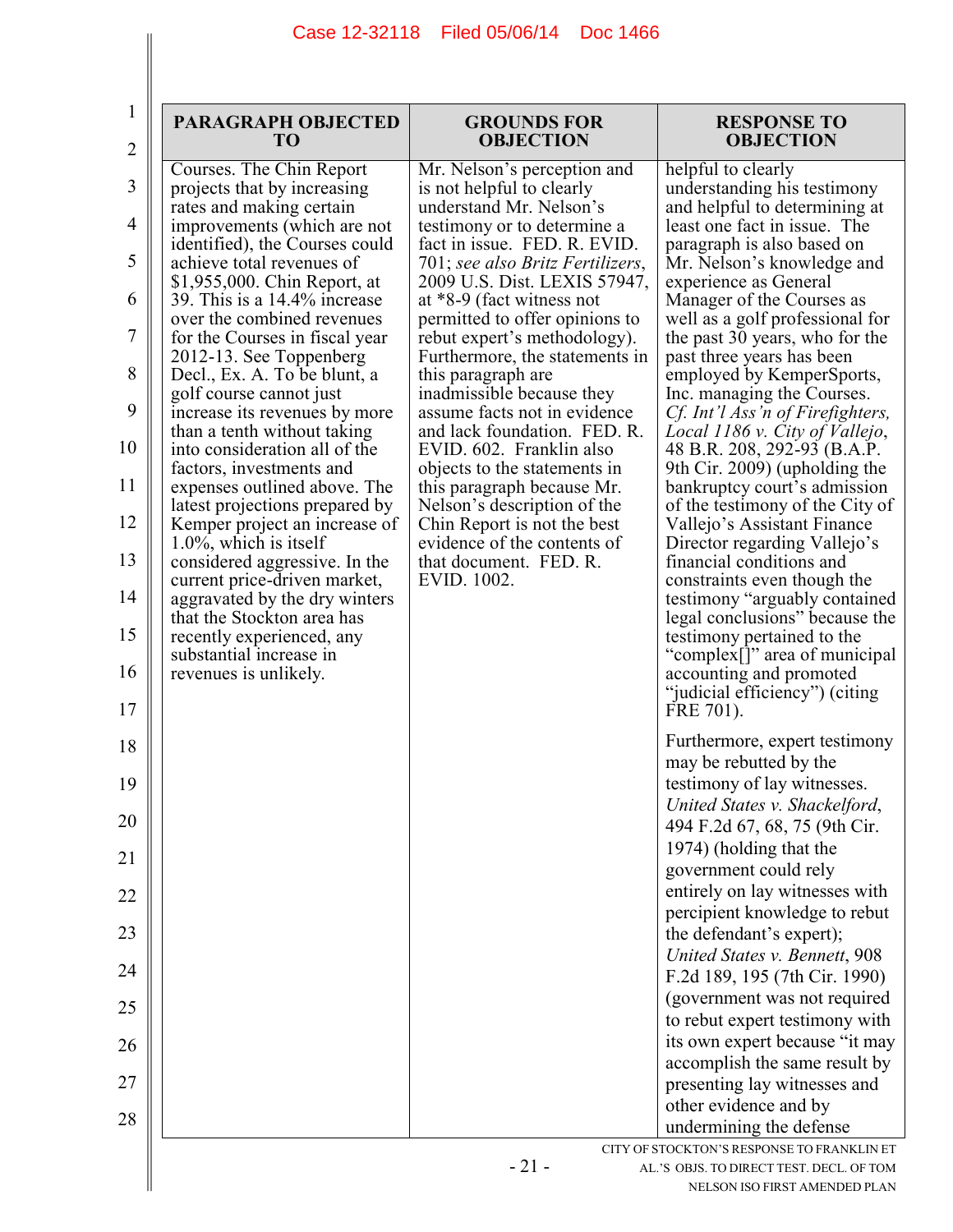| PARAGRAPH OBJECTED TO | GROUNDS FOR OBJECTION | RESPONSE TO OBJECTION |
|---|---|---|
| Courses. The Chin Report projects that by increasing rates and making certain improvements (which are not identified), the Courses could achieve total revenues of $1,955,000. Chin Report, at 39. This is a 14.4% increase over the combined revenues for the Courses in fiscal year 2012-13. See Toppenberg Decl., Ex. A. To be blunt, a golf course cannot just increase its revenues by more than a tenth without taking into consideration all of the factors, investments and expenses outlined above. The latest projections prepared by Kemper project an increase of 1.0%, which is itself considered aggressive. In the current price-driven market, aggravated by the dry winters that the Stockton area has recently experienced, any substantial increase in revenues is unlikely. | Mr. Nelson's perception and is not helpful to clearly understand Mr. Nelson's testimony or to determine a fact in issue. FED. R. EVID. 701; *see also Britz Fertilizers*, 2009 U.S. Dist. LEXIS 57947, at *8-9 (fact witness not permitted to offer opinions to rebut expert's methodology). Furthermore, the statements in this paragraph are inadmissible because they assume facts not in evidence and lack foundation. FED. R. EVID. 602. Franklin also objects to the statements in this paragraph because Mr. Nelson's description of the Chin Report is not the best evidence of the contents of that document. FED. R. EVID. 1002. | helpful to clearly understanding his testimony and helpful to determining at least one fact in issue. The paragraph is also based on Mr. Nelson's knowledge and experience as General Manager of the Courses as well as a golf professional for the past 30 years, who for the past three years has been employed by KemperSports, Inc. managing the Courses. *Cf. Int'l Ass'n of Firefighters, Local 1186 v. City of Vallejo*, 48 B.R. 208, 292-93 (B.A.P. 9th Cir. 2009) (upholding the bankruptcy court's admission of the testimony of the City of Vallejo's Assistant Finance Director regarding Vallejo's financial conditions and constraints even though the testimony "arguably contained legal conclusions" because the testimony pertained to the "complex[]" area of municipal accounting and promoted "judicial efficiency") (citing FRE 701).<br><br>Furthermore, expert testimony may be rebutted by the testimony of lay witnesses. *United States v. Shackelford*, 494 F.2d 67, 68, 75 (9th Cir. 1974) (holding that the government could rely entirely on lay witnesses with percipient knowledge to rebut the defendant's expert); *United States v. Bennett*, 908 F.2d 189, 195 (7th Cir. 1990) (government was not required to rebut expert testimony with its own expert because "it may accomplish the same result by presenting lay witnesses and other evidence and by undermining the defense |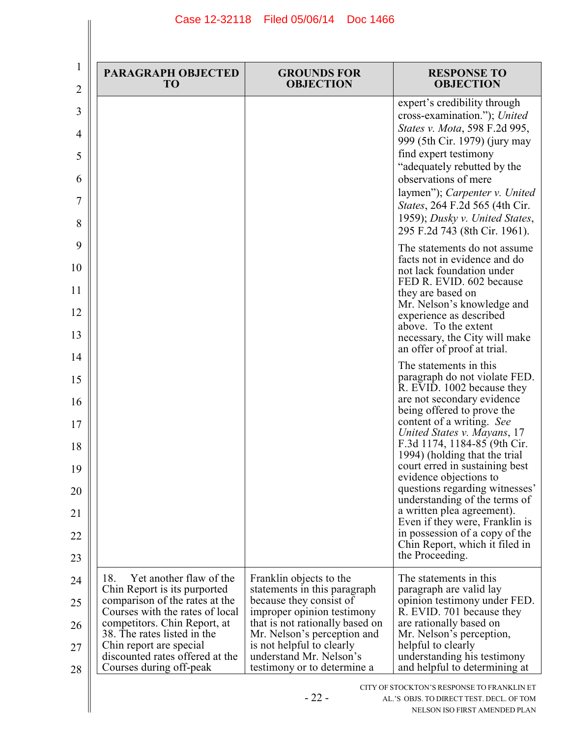| PARAGRAPH OBJECTED TO | GROUNDS FOR OBJECTION | RESPONSE TO OBJECTION |
|---|---|---|
| | | expert's credibility through cross-examination."); *United States v. Mota*, 598 F.2d 995, 999 (5th Cir. 1979) (jury may find expert testimony "adequately rebutted by the observations of mere laymen"); *Carpenter v. United States*, 264 F.2d 565 (4th Cir. 1959); *Dusky v. United States*, 295 F.2d 743 (8th Cir. 1961).<br><br>The statements do not assume facts not in evidence and do not lack foundation under FED R. EVID. 602 because they are based on Mr. Nelson's knowledge and experience as described above. To the extent necessary, the City will make an offer of proof at trial.<br><br>The statements in this paragraph do not violate FED. R. EVID. 1002 because they are not secondary evidence being offered to prove the content of a writing. *See United States v. Mayans*, 17 F.3d 1174, 1184-85 (9th Cir. 1994) (holding that the trial court erred in sustaining best evidence objections to questions regarding witnesses' understanding of the terms of a written plea agreement). Even if they were, Franklin is in possession of a copy of the Chin Report, which it filed in the Proceeding. |
| 18. Yet another flaw of the Chin Report is its purported comparison of the rates at the Courses with the rates of local competitors. Chin Report, at 38. The rates listed in the Chin report are special discounted rates offered at the Courses during off-peak | Franklin objects to the statements in this paragraph because they consist of improper opinion testimony that is not rationally based on Mr. Nelson's perception and is not helpful to clearly understand Mr. Nelson's testimony or to determine a | The statements in this paragraph are valid lay opinion testimony under FED. R. EVID. 701 because they are rationally based on Mr. Nelson's perception, helpful to clearly understanding his testimony and helpful to determining at |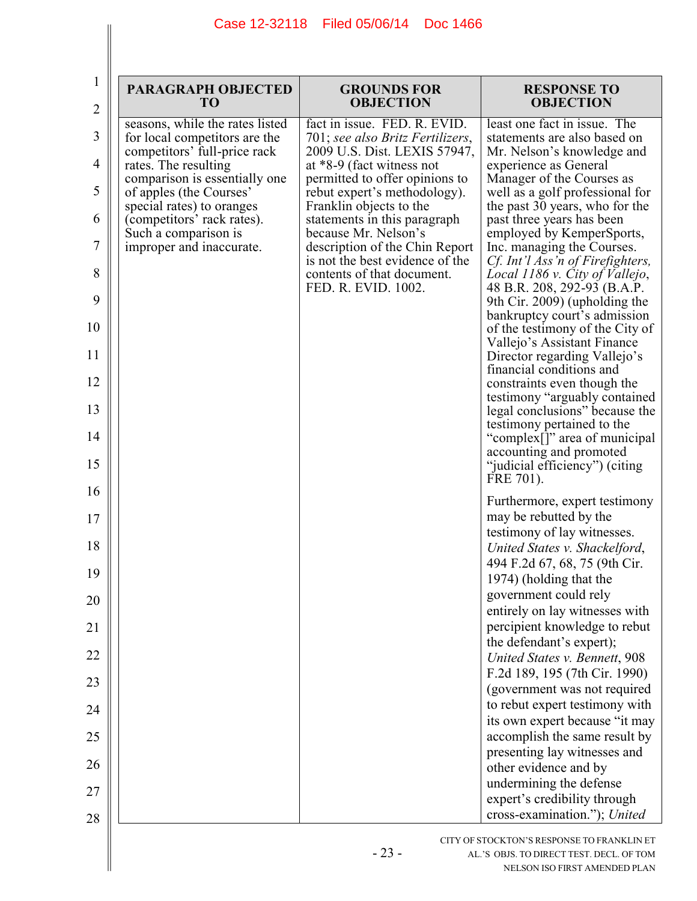| PARAGRAPH OBJECTED TO | GROUNDS FOR OBJECTION | RESPONSE TO OBJECTION |
|---|---|---|
| seasons, while the rates listed for local competitors are the competitors' full-price rack rates. The resulting comparison is essentially one of apples (the Courses' special rates) to oranges (competitors' rack rates). Such a comparison is improper and inaccurate. | fact in issue. FED. R. EVID. 701; *see also Britz Fertilizers*, 2009 U.S. Dist. LEXIS 57947, at *8-9 (fact witness not permitted to offer opinions to rebut expert's methodology). Franklin objects to the statements in this paragraph because Mr. Nelson's description of the Chin Report is not the best evidence of the contents of that document. FED. R. EVID. 1002. | least one fact in issue. The statements are also based on Mr. Nelson's knowledge and experience as General Manager of the Courses as well as a golf professional for the past 30 years, who for the past three years has been employed by KemperSports, Inc. managing the Courses. *Cf. Int'l Ass'n of Firefighters, Local 1186 v. City of Vallejo*, 48 B.R. 208, 292-93 (B.A.P. 9th Cir. 2009) (upholding the bankruptcy court's admission of the testimony of the City of Vallejo's Assistant Finance Director regarding Vallejo's financial conditions and constraints even though the testimony "arguably contained legal conclusions" because the testimony pertained to the "complex[]" area of municipal accounting and promoted "judicial efficiency") (citing FRE 701).<br><br>Furthermore, expert testimony may be rebutted by the testimony of lay witnesses. *United States v. Shackelford*, 494 F.2d 67, 68, 75 (9th Cir. 1974) (holding that the government could rely entirely on lay witnesses with percipient knowledge to rebut the defendant's expert); *United States v. Bennett*, 908 F.2d 189, 195 (7th Cir. 1990) (government was not required to rebut expert testimony with its own expert because "it may accomplish the same result by presenting lay witnesses and other evidence and by undermining the defense expert's credibility through cross-examination."); *United* |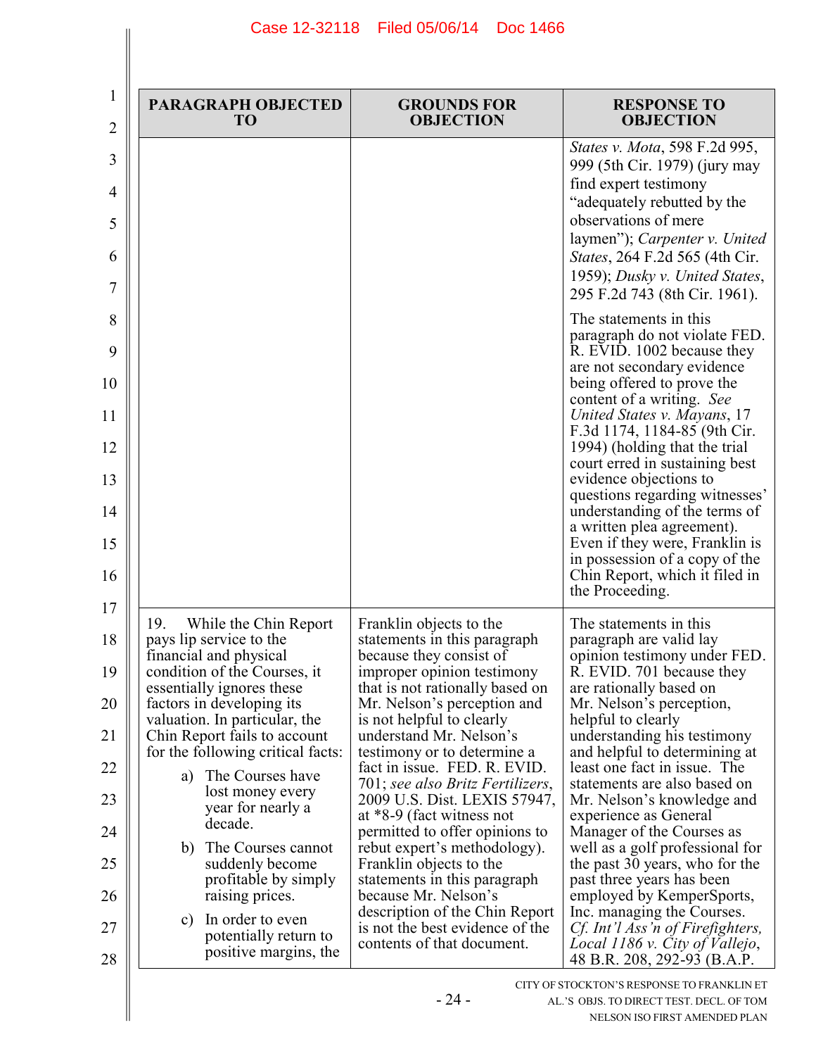| PARAGRAPH OBJECTED TO | GROUNDS FOR OBJECTION | RESPONSE TO OBJECTION |
| --- | --- | --- |
| | | *States v. Mota*, 598 F.2d 995, 999 (5th Cir. 1979) (jury may find expert testimony "adequately rebutted by the observations of mere laymen"); *Carpenter v. United States*, 264 F.2d 565 (4th Cir. 1959); *Dusky v. United States*, 295 F.2d 743 (8th Cir. 1961).<br><br>The statements in this paragraph do not violate FED. R. EVID. 1002 because they are not secondary evidence being offered to prove the content of a writing. *See United States v. Mayans*, 17 F.3d 1174, 1184-85 (9th Cir. 1994) (holding that the trial court erred in sustaining best evidence objections to questions regarding witnesses' understanding of the terms of a written plea agreement). Even if they were, Franklin is in possession of a copy of the Chin Report, which it filed in the Proceeding. |
| 19. While the Chin Report pays lip service to the financial and physical condition of the Courses, it essentially ignores these factors in developing its valuation. In particular, the Chin Report fails to account for the following critical facts:<br>a) The Courses have lost money every year for nearly a decade.<br>b) The Courses cannot suddenly become profitable by simply raising prices.<br>c) In order to even potentially return to positive margins, the | Franklin objects to the statements in this paragraph because they consist of improper opinion testimony that is not rationally based on Mr. Nelson's perception and is not helpful to clearly understand Mr. Nelson's testimony or to determine a fact in issue. FED. R. EVID. 701; *see also Britz Fertilizers*, 2009 U.S. Dist. LEXIS 57947, at *8-9 (fact witness not permitted to offer opinions to rebut expert's methodology). Franklin objects to the statements in this paragraph because Mr. Nelson's description of the Chin Report is not the best evidence of the contents of that document. | The statements in this paragraph are valid lay opinion testimony under FED. R. EVID. 701 because they are rationally based on Mr. Nelson's perception, helpful to clearly understanding his testimony and helpful to determining at least one fact in issue. The statements are also based on Mr. Nelson's knowledge and experience as General Manager of the Courses as well as a golf professional for the past 30 years, who for the past three years has been employed by KemperSports, Inc. managing the Courses. *Cf. Int'l Ass'n of Firefighters, Local 1186 v. City of Vallejo*, 48 B.R. 208, 292-93 (B.A.P. |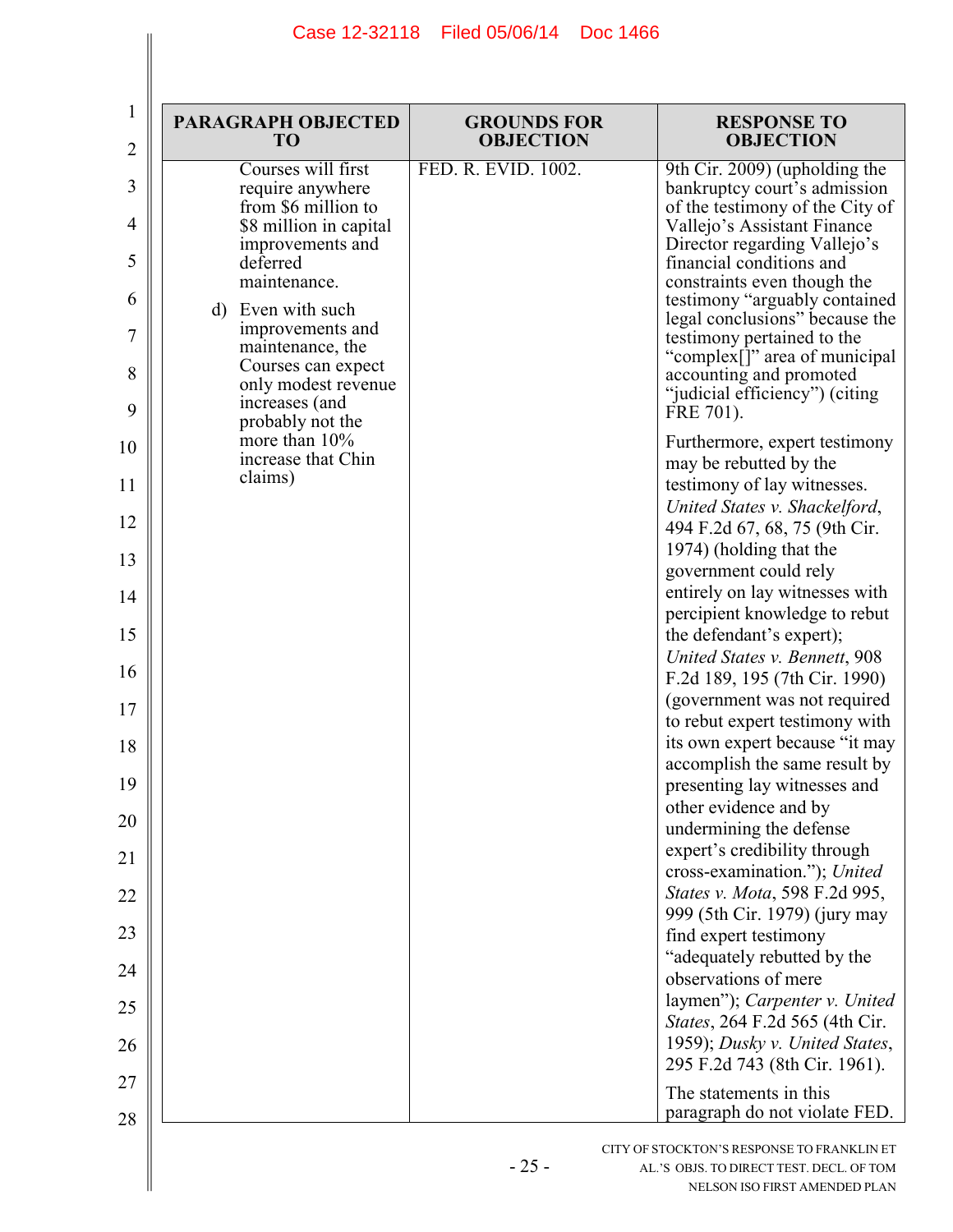| PARAGRAPH OBJECTED TO | GROUNDS FOR OBJECTION | RESPONSE TO OBJECTION |
|---|---|---|
| Courses will first require anywhere from $6 million to $8 million in capital improvements and deferred maintenance.<br><br>d) Even with such improvements and maintenance, the Courses can expect only modest revenue increases (and probably not the more than 10% increase that Chin claims) | FED. R. EVID. 1002. | 9th Cir. 2009) (upholding the bankruptcy court's admission of the testimony of the City of Vallejo's Assistant Finance Director regarding Vallejo's financial conditions and constraints even though the testimony "arguably contained legal conclusions" because the testimony pertained to the "complex[]" area of municipal accounting and promoted "judicial efficiency") (citing FRE 701).<br><br>Furthermore, expert testimony may be rebutted by the testimony of lay witnesses. *United States v. Shackelford*, 494 F.2d 67, 68, 75 (9th Cir. 1974) (holding that the government could rely entirely on lay witnesses with percipient knowledge to rebut the defendant's expert); *United States v. Bennett*, 908 F.2d 189, 195 (7th Cir. 1990) (government was not required to rebut expert testimony with its own expert because "it may accomplish the same result by presenting lay witnesses and other evidence and by undermining the defense expert's credibility through cross-examination."); *United States v. Mota*, 598 F.2d 995, 999 (5th Cir. 1979) (jury may find expert testimony "adequately rebutted by the observations of mere laymen"); *Carpenter v. United States*, 264 F.2d 565 (4th Cir. 1959); *Dusky v. United States*, 295 F.2d 743 (8th Cir. 1961).<br><br>The statements in this paragraph do not violate FED. |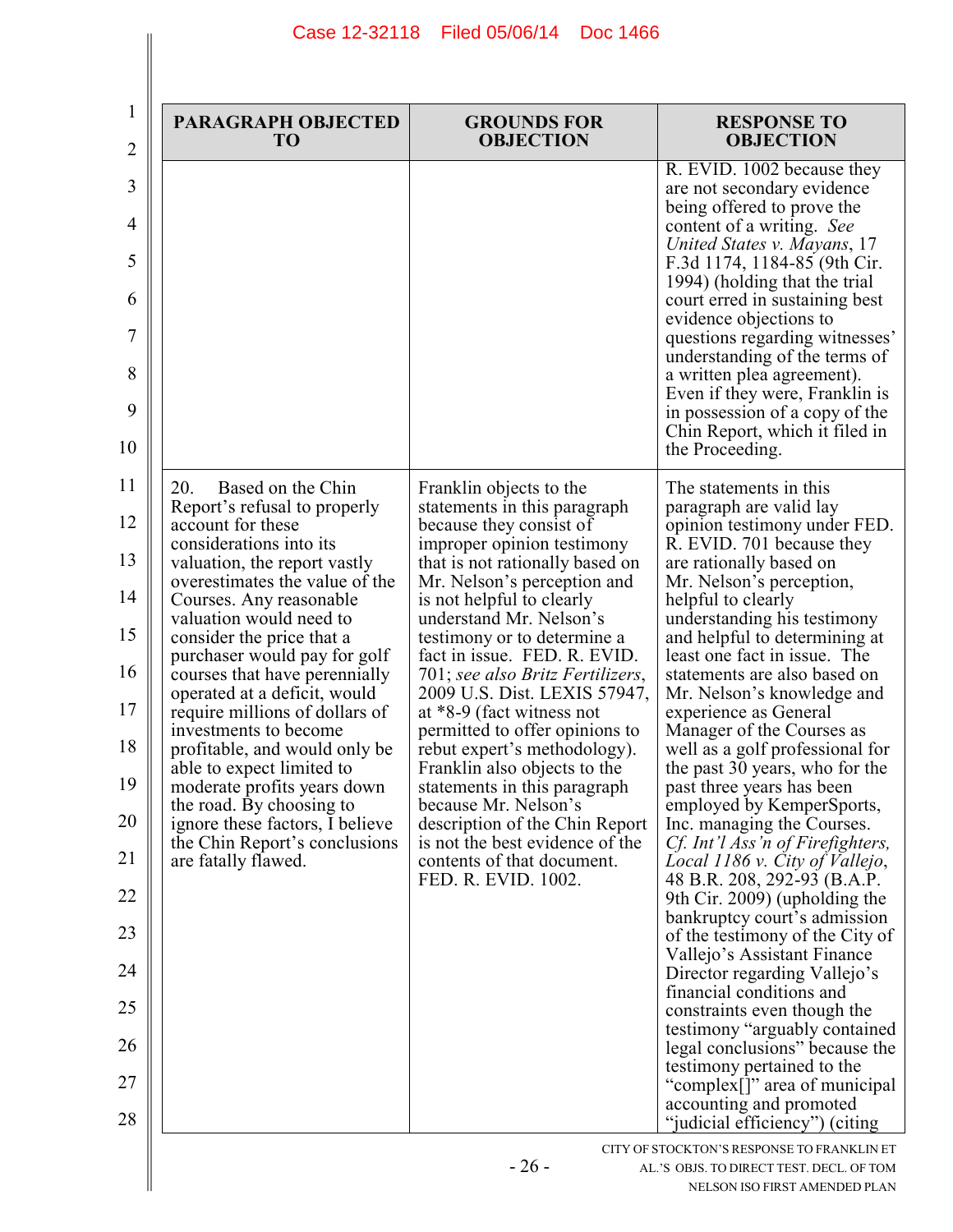| PARAGRAPH OBJECTED TO | GROUNDS FOR OBJECTION | RESPONSE TO OBJECTION |
|---|---|---|
| | | R. EVID. 1002 because they are not secondary evidence being offered to prove the content of a writing. *See United States v. Mayans*, 17 F.3d 1174, 1184-85 (9th Cir. 1994) (holding that the trial court erred in sustaining best evidence objections to questions regarding witnesses' understanding of the terms of a written plea agreement). Even if they were, Franklin is in possession of a copy of the Chin Report, which it filed in the Proceeding. |
| 20. Based on the Chin Report's refusal to properly account for these considerations into its valuation, the report vastly overestimates the value of the Courses. Any reasonable valuation would need to consider the price that a purchaser would pay for golf courses that have perennially operated at a deficit, would require millions of dollars of investments to become profitable, and would only be able to expect limited to moderate profits years down the road. By choosing to ignore these factors, I believe the Chin Report's conclusions are fatally flawed. | Franklin objects to the statements in this paragraph because they consist of improper opinion testimony that is not rationally based on Mr. Nelson's perception and is not helpful to clearly understand Mr. Nelson's testimony or to determine a fact in issue. FED. R. EVID. 701; *see also Britz Fertilizers*, 2009 U.S. Dist. LEXIS 57947, at *8-9 (fact witness not permitted to offer opinions to rebut expert's methodology). Franklin also objects to the statements in this paragraph because Mr. Nelson's description of the Chin Report is not the best evidence of the contents of that document. FED. R. EVID. 1002. | The statements in this paragraph are valid lay opinion testimony under FED. R. EVID. 701 because they are rationally based on Mr. Nelson's perception, helpful to clearly understanding his testimony and helpful to determining at least one fact in issue. The statements are also based on Mr. Nelson's knowledge and experience as General Manager of the Courses as well as a golf professional for the past 30 years, who for the past three years has been employed by KemperSports, Inc. managing the Courses. *Cf. Int'l Ass'n of Firefighters, Local 1186 v. City of Vallejo*, 48 B.R. 208, 292-93 (B.A.P. 9th Cir. 2009) (upholding the bankruptcy court's admission of the testimony of the City of Vallejo's Assistant Finance Director regarding Vallejo's financial conditions and constraints even though the testimony "arguably contained legal conclusions" because the testimony pertained to the "complex[]" area of municipal accounting and promoted "judicial efficiency") (citing |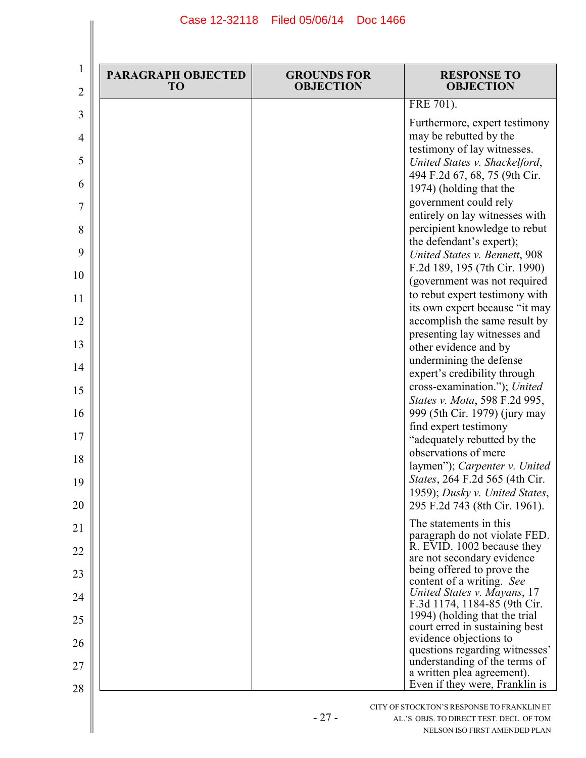| PARAGRAPH OBJECTED TO | GROUNDS FOR OBJECTION | RESPONSE TO OBJECTION |
|---|---|---|
| | | FRE 701).<br><br>Furthermore, expert testimony may be rebutted by the testimony of lay witnesses. *United States v. Shackelford*, 494 F.2d 67, 68, 75 (9th Cir. 1974) (holding that the government could rely entirely on lay witnesses with percipient knowledge to rebut the defendant's expert); *United States v. Bennett*, 908 F.2d 189, 195 (7th Cir. 1990) (government was not required to rebut expert testimony with its own expert because "it may accomplish the same result by presenting lay witnesses and other evidence and by undermining the defense expert's credibility through cross-examination."); *United States v. Mota*, 598 F.2d 995, 999 (5th Cir. 1979) (jury may find expert testimony "adequately rebutted by the observations of mere laymen"); *Carpenter v. United States*, 264 F.2d 565 (4th Cir. 1959); *Dusky v. United States*, 295 F.2d 743 (8th Cir. 1961).<br><br>The statements in this paragraph do not violate FED. R. EVID. 1002 because they are not secondary evidence being offered to prove the content of a writing. *See United States v. Mayans*, 17 F.3d 1174, 1184-85 (9th Cir. 1994) (holding that the trial court erred in sustaining best evidence objections to questions regarding witnesses' understanding of the terms of a written plea agreement). Even if they were, Franklin is |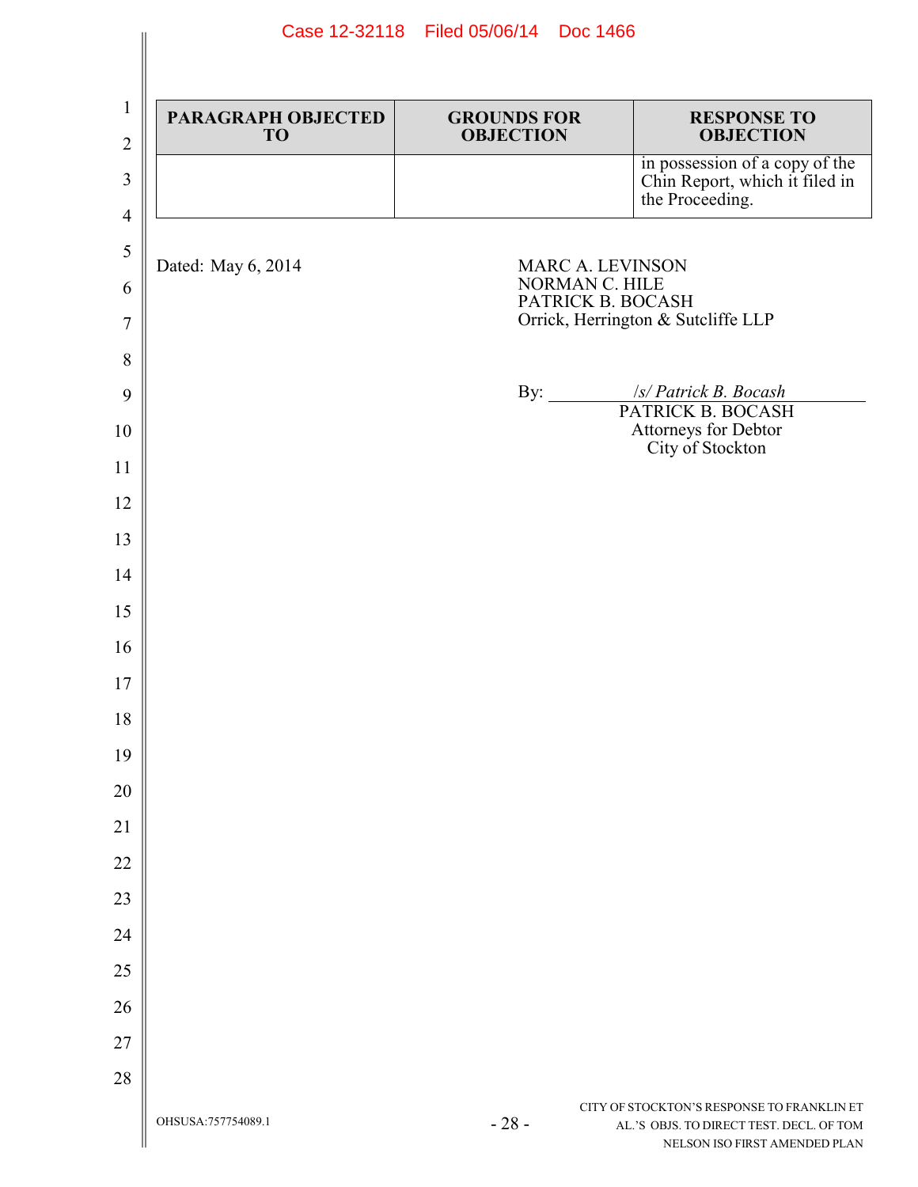| PARAGRAPH OBJECTED TO | GROUNDS FOR OBJECTION | RESPONSE TO OBJECTION |
|---|---|---|
| | | in possession of a copy of the Chin Report, which it filed in the Proceeding. |

Dated: May 6, 2014

MARC A. LEVINSON
NORMAN C. HILE
PATRICK B. BOCASH
Orrick, Herrington & Sutcliffe LLP

By: */s/ Patrick B. Bocash*
PATRICK B. BOCASH
Attorneys for Debtor
City of Stockton